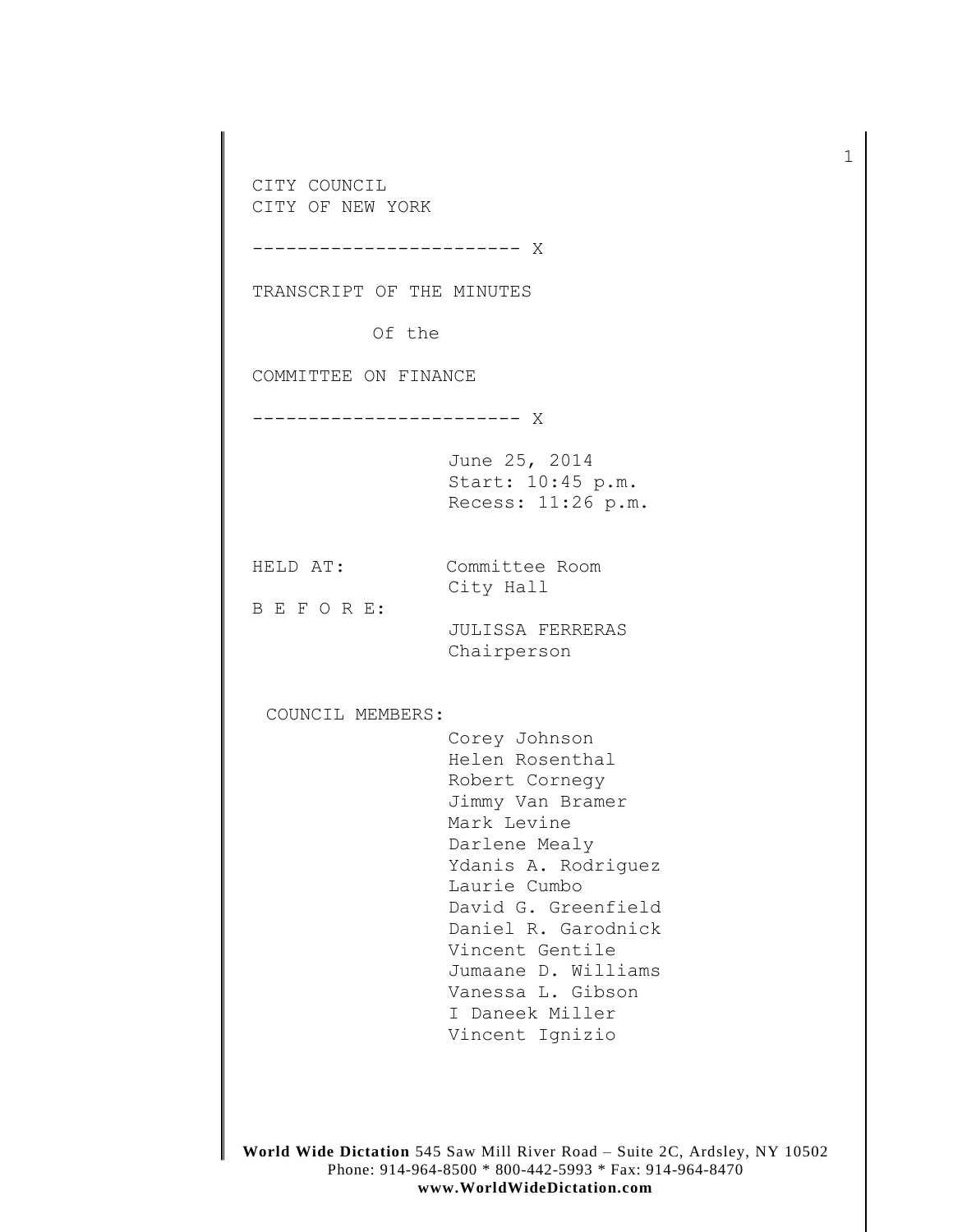CITY COUNCIL
CITY OF NEW YORK

------------------------ X

TRANSCRIPT OF THE MINUTES

Of the

COMMITTEE ON FINANCE

------------------------ X

June 25, 2014
Start: 10:45 p.m.
Recess: 11:26 p.m.

HELD AT: Committee Room
City Hall

B E F O R E:
JULISSA FERRERAS
Chairperson

COUNCIL MEMBERS:
Corey Johnson
Helen Rosenthal
Robert Cornegy
Jimmy Van Bramer
Mark Levine
Darlene Mealy
Ydanis A. Rodriguez
Laurie Cumbo
David G. Greenfield
Daniel R. Garodnick
Vincent Gentile
Jumaane D. Williams
Vanessa L. Gibson
I Daneek Miller
Vincent Ignizio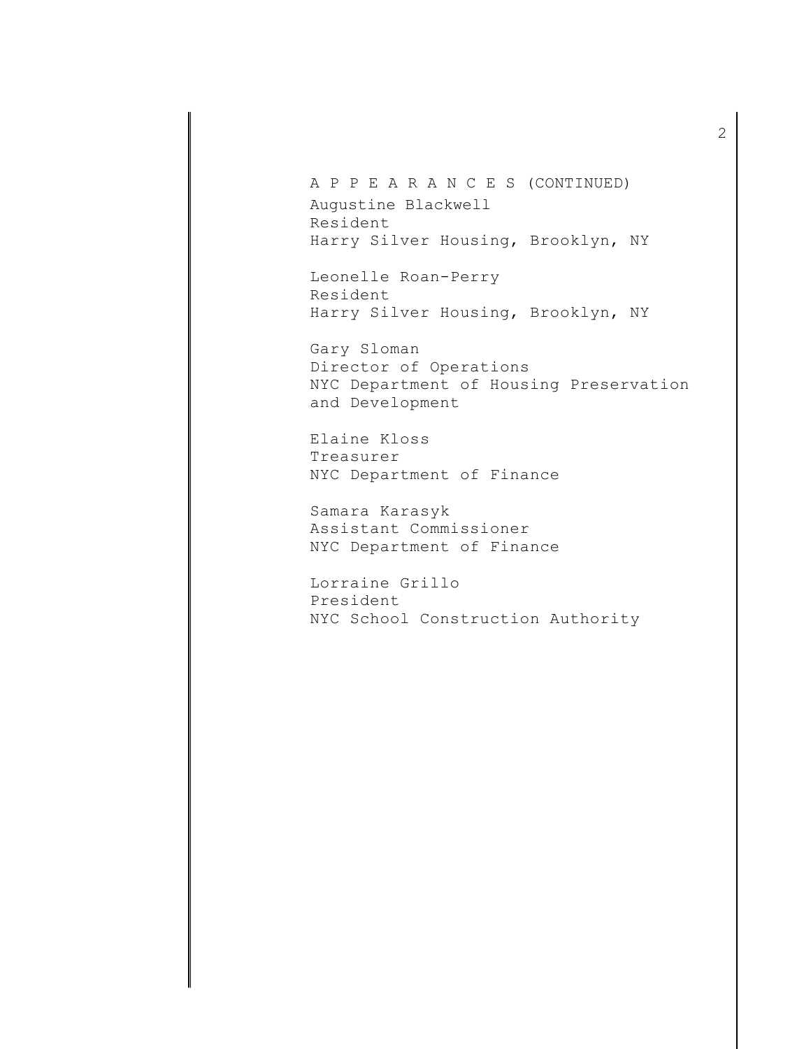A P P E A R A N C E S (CONTINUED)

Augustine Blackwell
Resident
Harry Silver Housing, Brooklyn, NY

Leonelle Roan-Perry
Resident
Harry Silver Housing, Brooklyn, NY

Gary Sloman
Director of Operations
NYC Department of Housing Preservation and Development

Elaine Kloss
Treasurer
NYC Department of Finance

Samara Karasyk
Assistant Commissioner
NYC Department of Finance

Lorraine Grillo
President
NYC School Construction Authority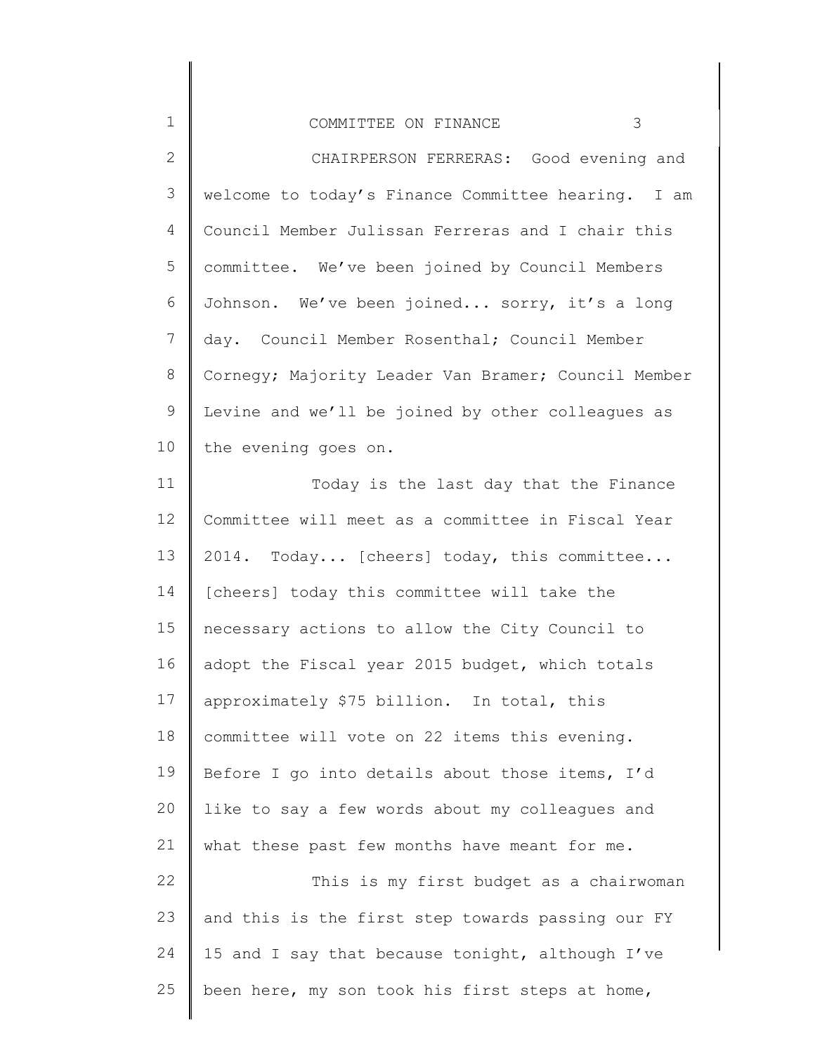CHAIRPERSON FERRERAS: Good evening and welcome to today's Finance Committee hearing. I am Council Member Julissan Ferreras and I chair this committee. We've been joined by Council Members Johnson. We've been joined... sorry, it's a long day. Council Member Rosenthal; Council Member Cornegy; Majority Leader Van Bramer; Council Member Levine and we'll be joined by other colleagues as the evening goes on.

Today is the last day that the Finance Committee will meet as a committee in Fiscal Year 2014. Today... [cheers] today, this committee... [cheers] today this committee will take the necessary actions to allow the City Council to adopt the Fiscal year 2015 budget, which totals approximately $75 billion. In total, this committee will vote on 22 items this evening. Before I go into details about those items, I'd like to say a few words about my colleagues and what these past few months have meant for me.

This is my first budget as a chairwoman and this is the first step towards passing our FY 15 and I say that because tonight, although I've been here, my son took his first steps at home,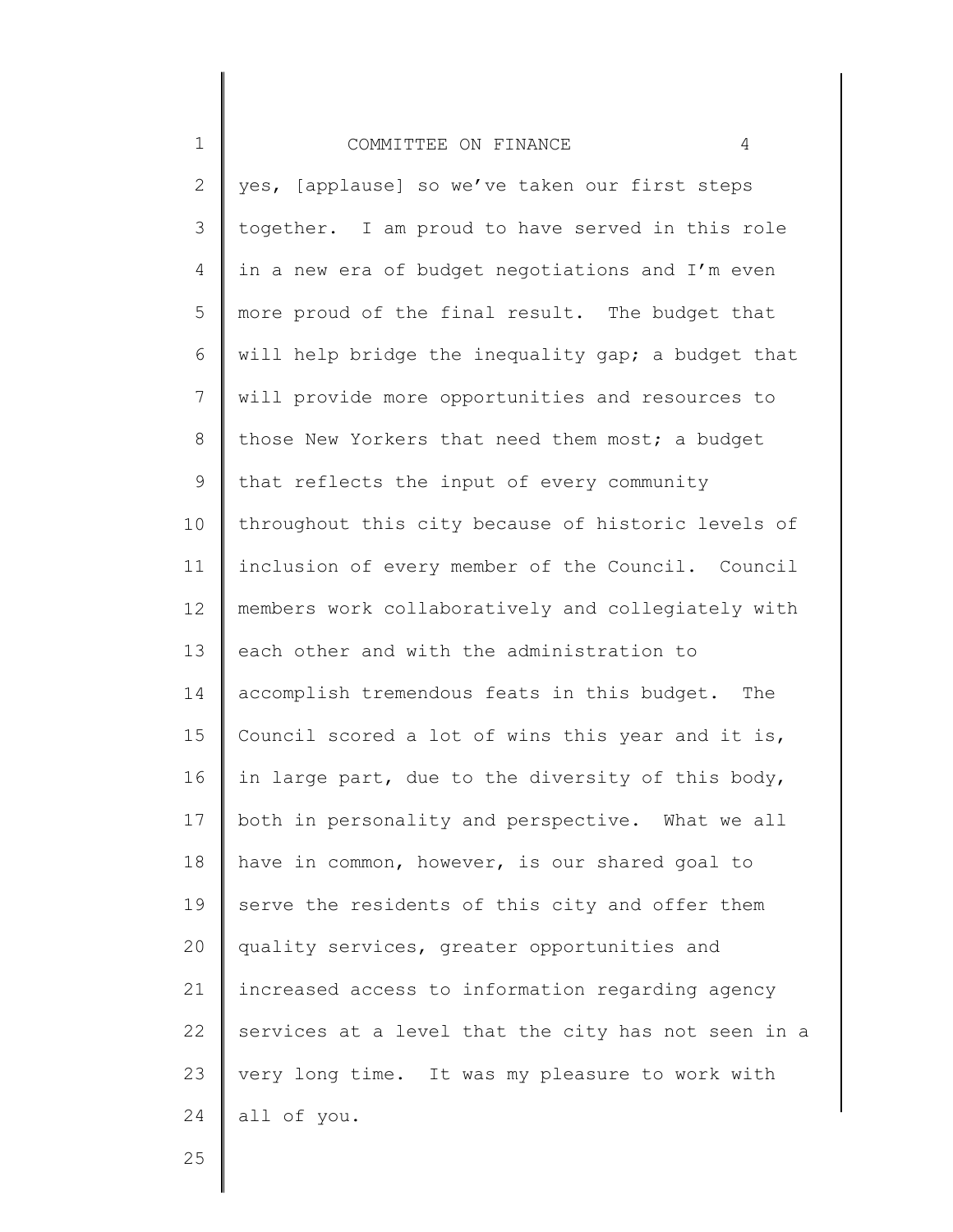yes, [applause] so we've taken our first steps together. I am proud to have served in this role in a new era of budget negotiations and I'm even more proud of the final result. The budget that will help bridge the inequality gap; a budget that will provide more opportunities and resources to those New Yorkers that need them most; a budget that reflects the input of every community throughout this city because of historic levels of inclusion of every member of the Council. Council members work collaboratively and collegiately with each other and with the administration to accomplish tremendous feats in this budget. The Council scored a lot of wins this year and it is, in large part, due to the diversity of this body, both in personality and perspective. What we all have in common, however, is our shared goal to serve the residents of this city and offer them quality services, greater opportunities and increased access to information regarding agency services at a level that the city has not seen in a very long time. It was my pleasure to work with all of you.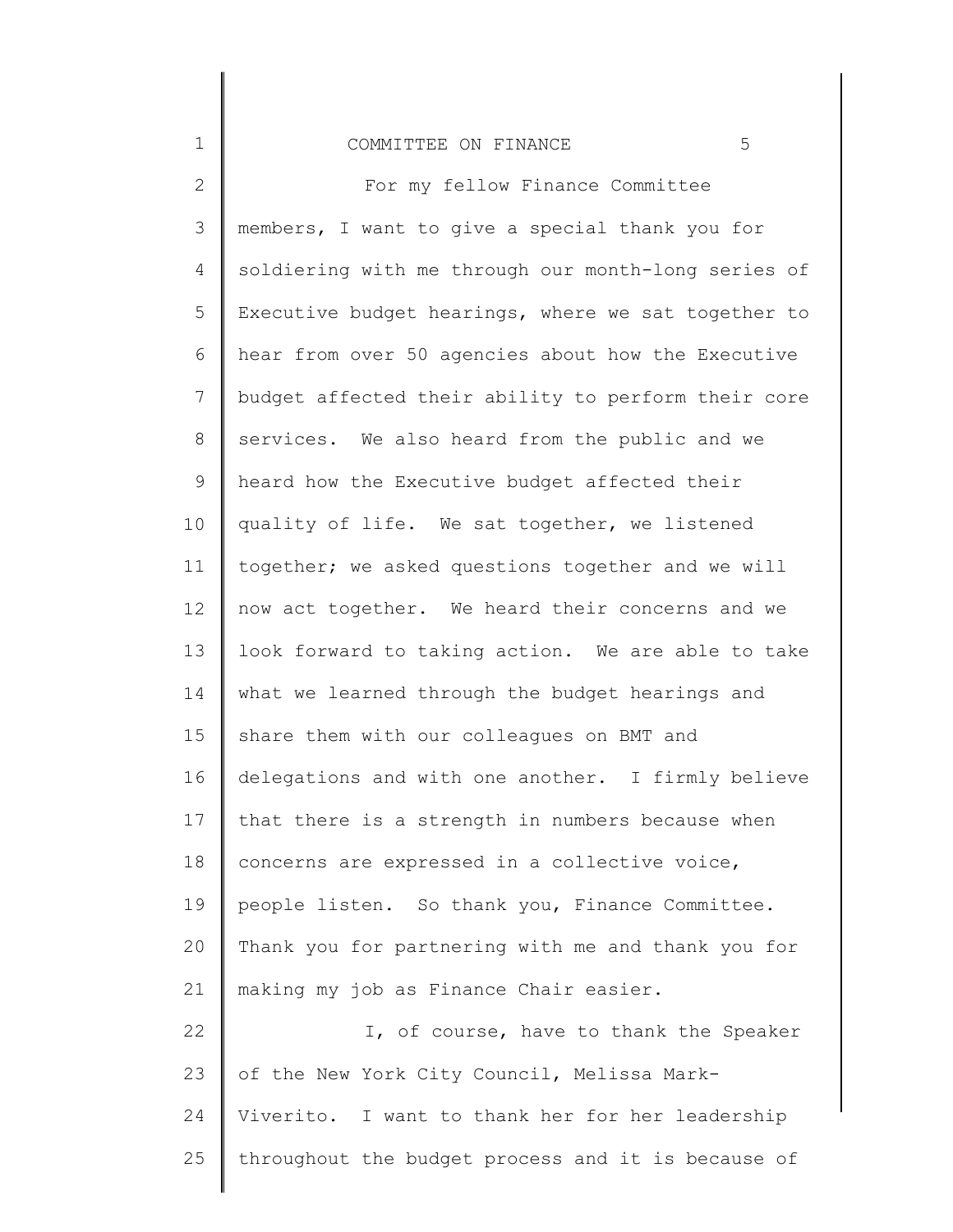For my fellow Finance Committee members, I want to give a special thank you for soldiering with me through our month-long series of Executive budget hearings, where we sat together to hear from over 50 agencies about how the Executive budget affected their ability to perform their core services. We also heard from the public and we heard how the Executive budget affected their quality of life. We sat together, we listened together; we asked questions together and we will now act together. We heard their concerns and we look forward to taking action. We are able to take what we learned through the budget hearings and share them with our colleagues on BMT and delegations and with one another. I firmly believe that there is a strength in numbers because when concerns are expressed in a collective voice, people listen. So thank you, Finance Committee. Thank you for partnering with me and thank you for making my job as Finance Chair easier.

I, of course, have to thank the Speaker of the New York City Council, Melissa Mark-Viverito. I want to thank her for her leadership throughout the budget process and it is because of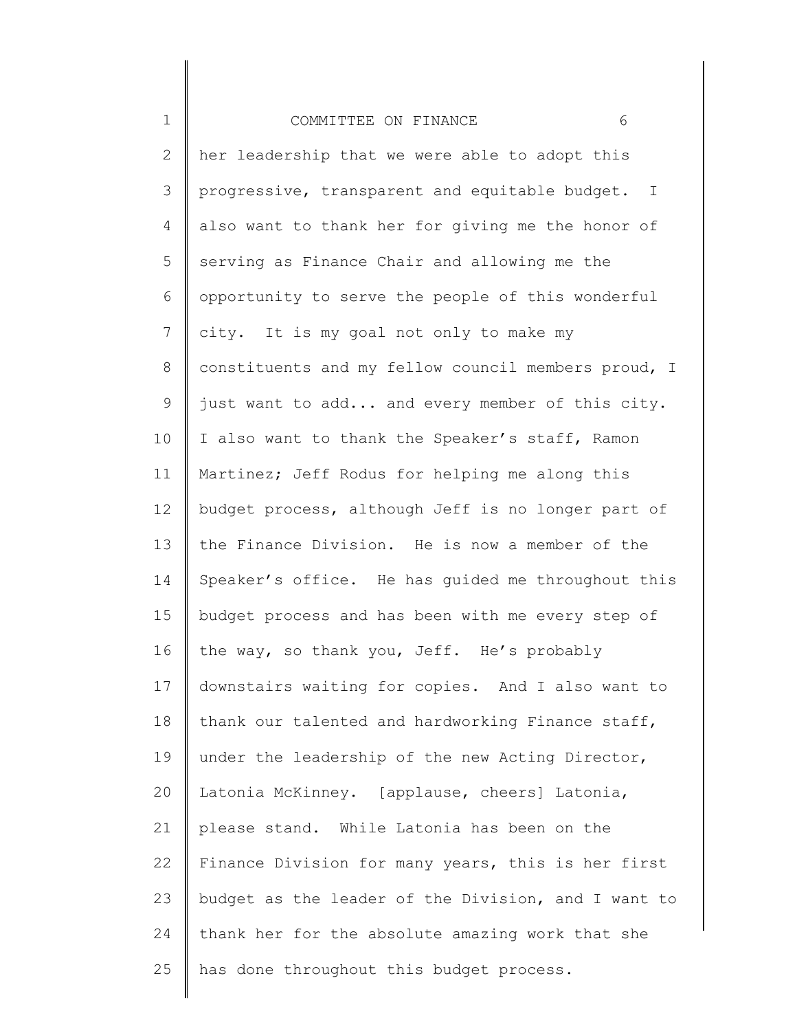her leadership that we were able to adopt this progressive, transparent and equitable budget. I also want to thank her for giving me the honor of serving as Finance Chair and allowing me the opportunity to serve the people of this wonderful city. It is my goal not only to make my constituents and my fellow council members proud, I just want to add... and every member of this city. I also want to thank the Speaker's staff, Ramon Martinez; Jeff Rodus for helping me along this budget process, although Jeff is no longer part of the Finance Division. He is now a member of the Speaker's office. He has guided me throughout this budget process and has been with me every step of the way, so thank you, Jeff. He's probably downstairs waiting for copies. And I also want to thank our talented and hardworking Finance staff, under the leadership of the new Acting Director, Latonia McKinney. [applause, cheers] Latonia, please stand. While Latonia has been on the Finance Division for many years, this is her first budget as the leader of the Division, and I want to thank her for the absolute amazing work that she has done throughout this budget process.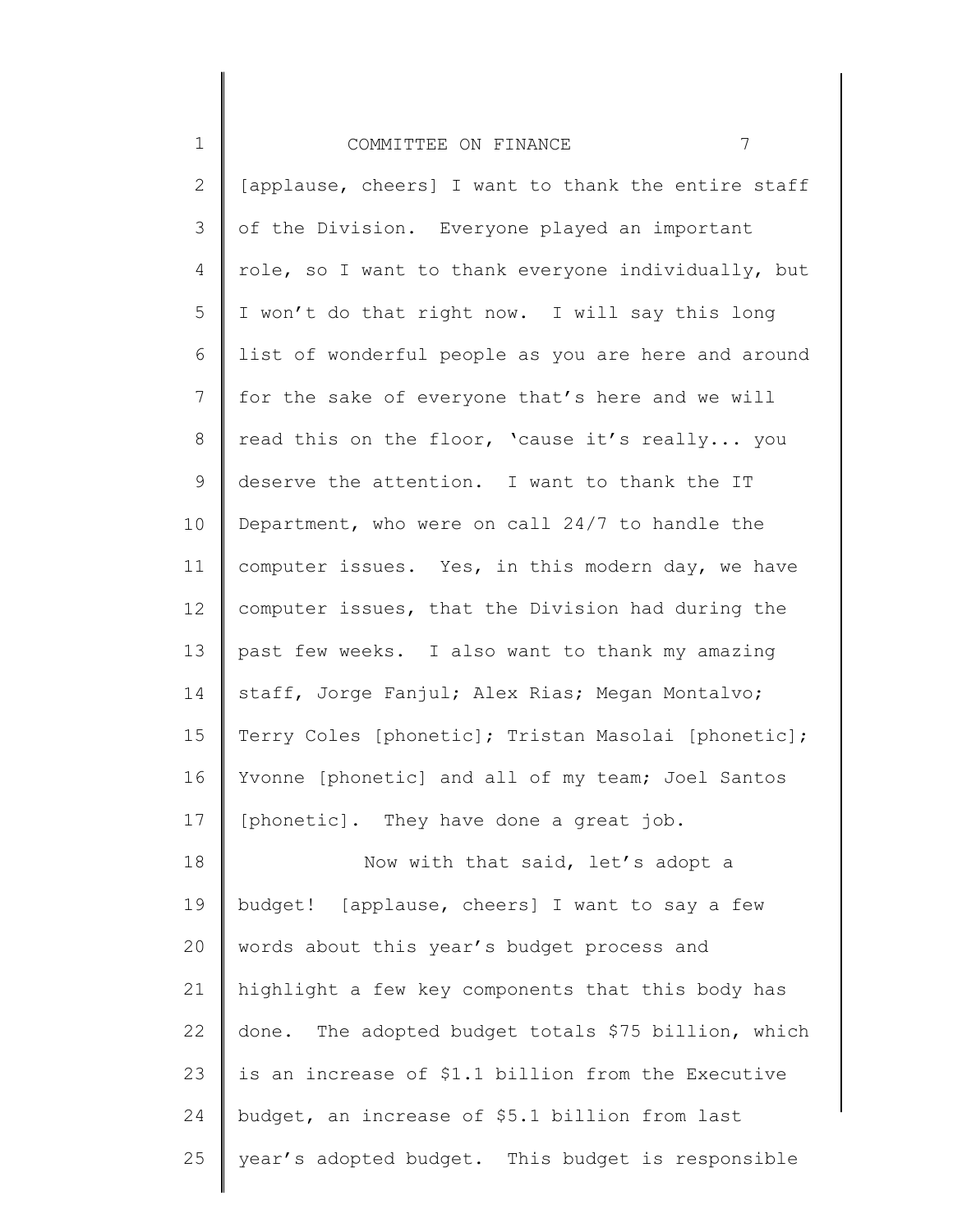[applause, cheers] I want to thank the entire staff of the Division. Everyone played an important role, so I want to thank everyone individually, but I won't do that right now. I will say this long list of wonderful people as you are here and around for the sake of everyone that's here and we will read this on the floor, 'cause it's really... you deserve the attention. I want to thank the IT Department, who were on call 24/7 to handle the computer issues. Yes, in this modern day, we have computer issues, that the Division had during the past few weeks. I also want to thank my amazing staff, Jorge Fanjul; Alex Rias; Megan Montalvo; Terry Coles [phonetic]; Tristan Masolai [phonetic]; Yvonne [phonetic] and all of my team; Joel Santos [phonetic]. They have done a great job.

Now with that said, let's adopt a budget! [applause, cheers] I want to say a few words about this year's budget process and highlight a few key components that this body has done. The adopted budget totals $75 billion, which is an increase of $1.1 billion from the Executive budget, an increase of $5.1 billion from last year's adopted budget. This budget is responsible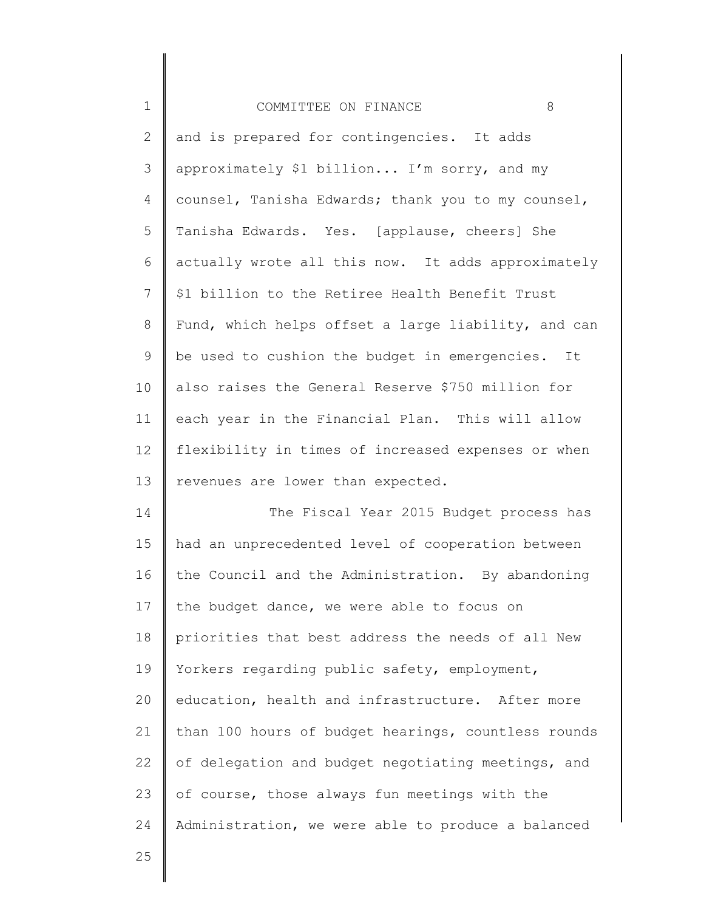and is prepared for contingencies. It adds approximately $1 billion... I'm sorry, and my counsel, Tanisha Edwards; thank you to my counsel, Tanisha Edwards. Yes. [applause, cheers] She actually wrote all this now. It adds approximately $1 billion to the Retiree Health Benefit Trust Fund, which helps offset a large liability, and can be used to cushion the budget in emergencies. It also raises the General Reserve $750 million for each year in the Financial Plan. This will allow flexibility in times of increased expenses or when revenues are lower than expected.

The Fiscal Year 2015 Budget process has had an unprecedented level of cooperation between the Council and the Administration. By abandoning the budget dance, we were able to focus on priorities that best address the needs of all New Yorkers regarding public safety, employment, education, health and infrastructure. After more than 100 hours of budget hearings, countless rounds of delegation and budget negotiating meetings, and of course, those always fun meetings with the Administration, we were able to produce a balanced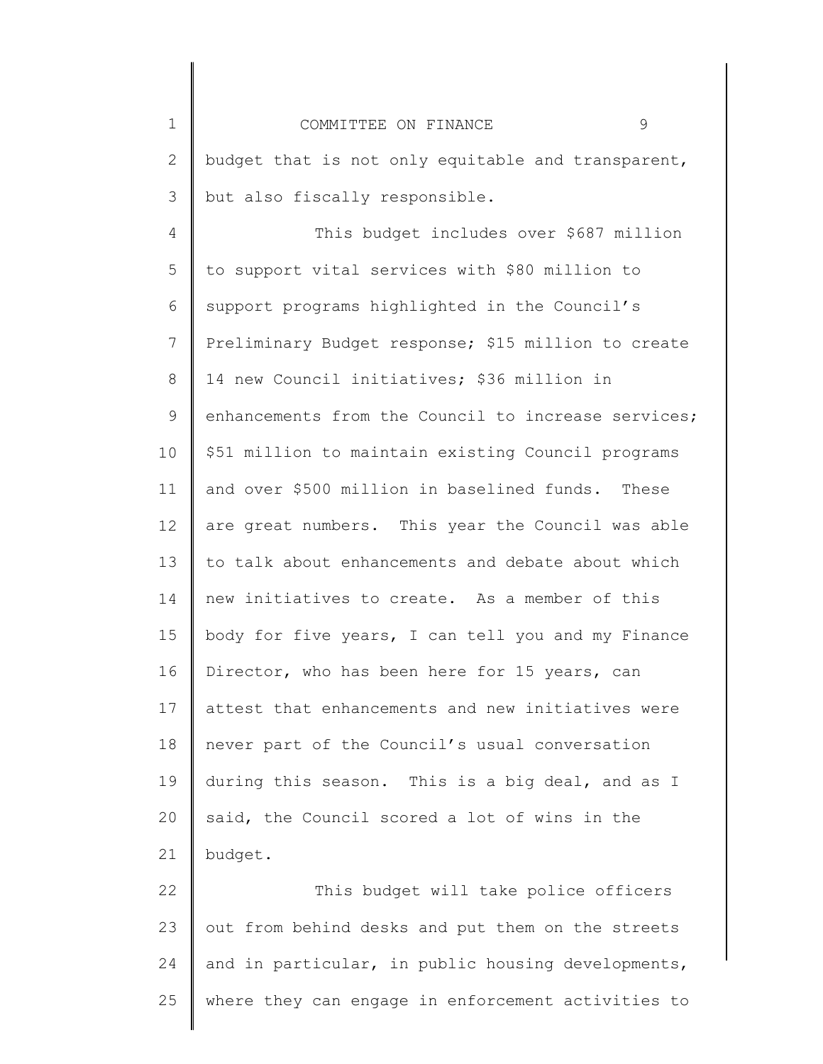budget that is not only equitable and transparent, but also fiscally responsible.

This budget includes over $687 million to support vital services with $80 million to support programs highlighted in the Council's Preliminary Budget response; $15 million to create 14 new Council initiatives; $36 million in enhancements from the Council to increase services; $51 million to maintain existing Council programs and over $500 million in baselined funds. These are great numbers. This year the Council was able to talk about enhancements and debate about which new initiatives to create. As a member of this body for five years, I can tell you and my Finance Director, who has been here for 15 years, can attest that enhancements and new initiatives were never part of the Council's usual conversation during this season. This is a big deal, and as I said, the Council scored a lot of wins in the budget.

This budget will take police officers out from behind desks and put them on the streets and in particular, in public housing developments, where they can engage in enforcement activities to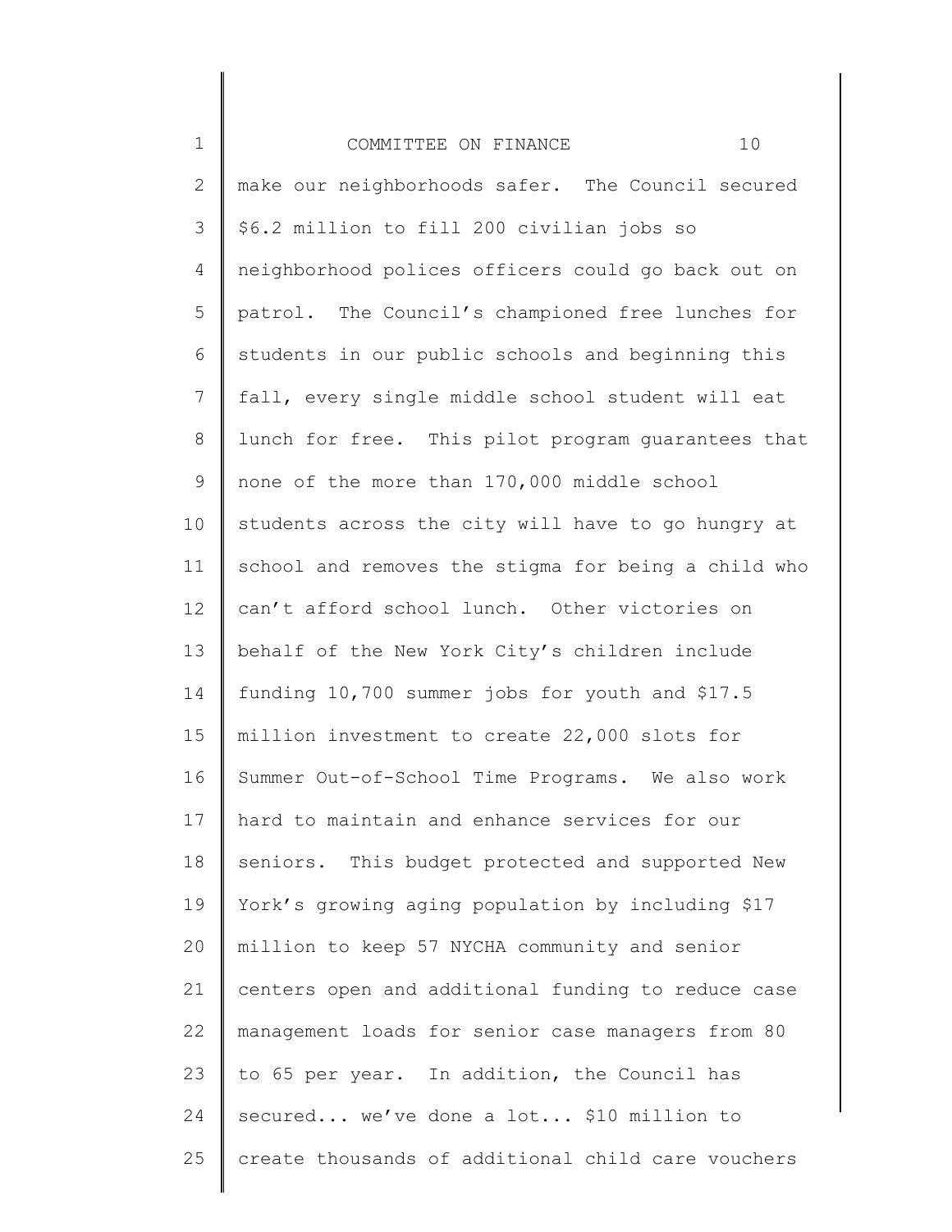make our neighborhoods safer. The Council secured $6.2 million to fill 200 civilian jobs so neighborhood polices officers could go back out on patrol. The Council's championed free lunches for students in our public schools and beginning this fall, every single middle school student will eat lunch for free. This pilot program guarantees that none of the more than 170,000 middle school students across the city will have to go hungry at school and removes the stigma for being a child who can't afford school lunch. Other victories on behalf of the New York City's children include funding 10,700 summer jobs for youth and $17.5 million investment to create 22,000 slots for Summer Out-of-School Time Programs. We also work hard to maintain and enhance services for our seniors. This budget protected and supported New York's growing aging population by including $17 million to keep 57 NYCHA community and senior centers open and additional funding to reduce case management loads for senior case managers from 80 to 65 per year. In addition, the Council has secured... we've done a lot... $10 million to create thousands of additional child care vouchers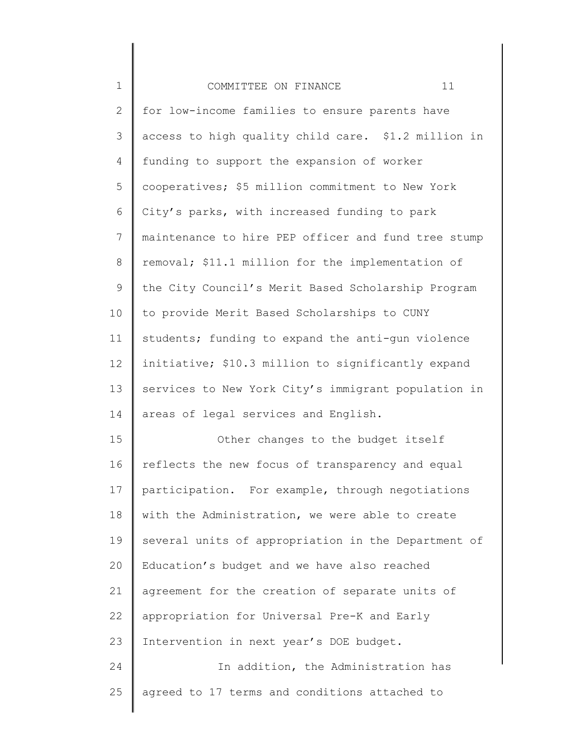for low-income families to ensure parents have access to high quality child care. $1.2 million in funding to support the expansion of worker cooperatives; $5 million commitment to New York City's parks, with increased funding to park maintenance to hire PEP officer and fund tree stump removal; $11.1 million for the implementation of the City Council's Merit Based Scholarship Program to provide Merit Based Scholarships to CUNY students; funding to expand the anti-gun violence initiative; $10.3 million to significantly expand services to New York City's immigrant population in areas of legal services and English.

Other changes to the budget itself reflects the new focus of transparency and equal participation. For example, through negotiations with the Administration, we were able to create several units of appropriation in the Department of Education's budget and we have also reached agreement for the creation of separate units of appropriation for Universal Pre-K and Early Intervention in next year's DOE budget.

In addition, the Administration has agreed to 17 terms and conditions attached to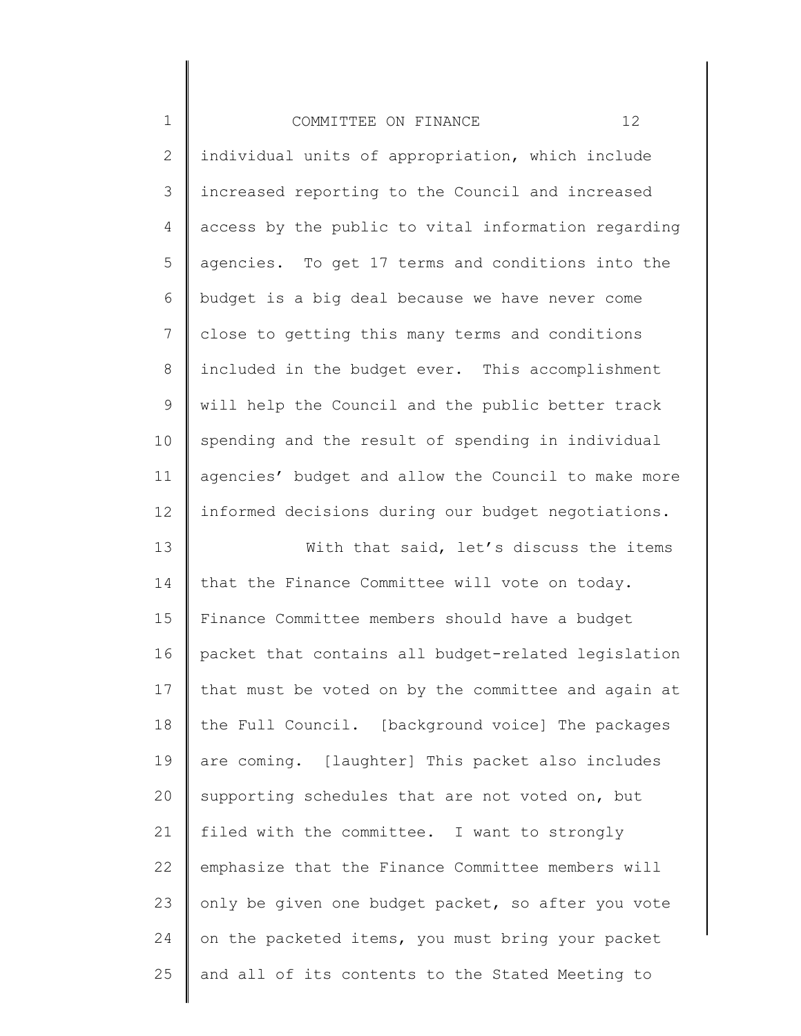individual units of appropriation, which include increased reporting to the Council and increased access by the public to vital information regarding agencies. To get 17 terms and conditions into the budget is a big deal because we have never come close to getting this many terms and conditions included in the budget ever. This accomplishment will help the Council and the public better track spending and the result of spending in individual agencies' budget and allow the Council to make more informed decisions during our budget negotiations.

With that said, let's discuss the items that the Finance Committee will vote on today. Finance Committee members should have a budget packet that contains all budget-related legislation that must be voted on by the committee and again at the Full Council. [background voice] The packages are coming. [laughter] This packet also includes supporting schedules that are not voted on, but filed with the committee. I want to strongly emphasize that the Finance Committee members will only be given one budget packet, so after you vote on the packeted items, you must bring your packet and all of its contents to the Stated Meeting to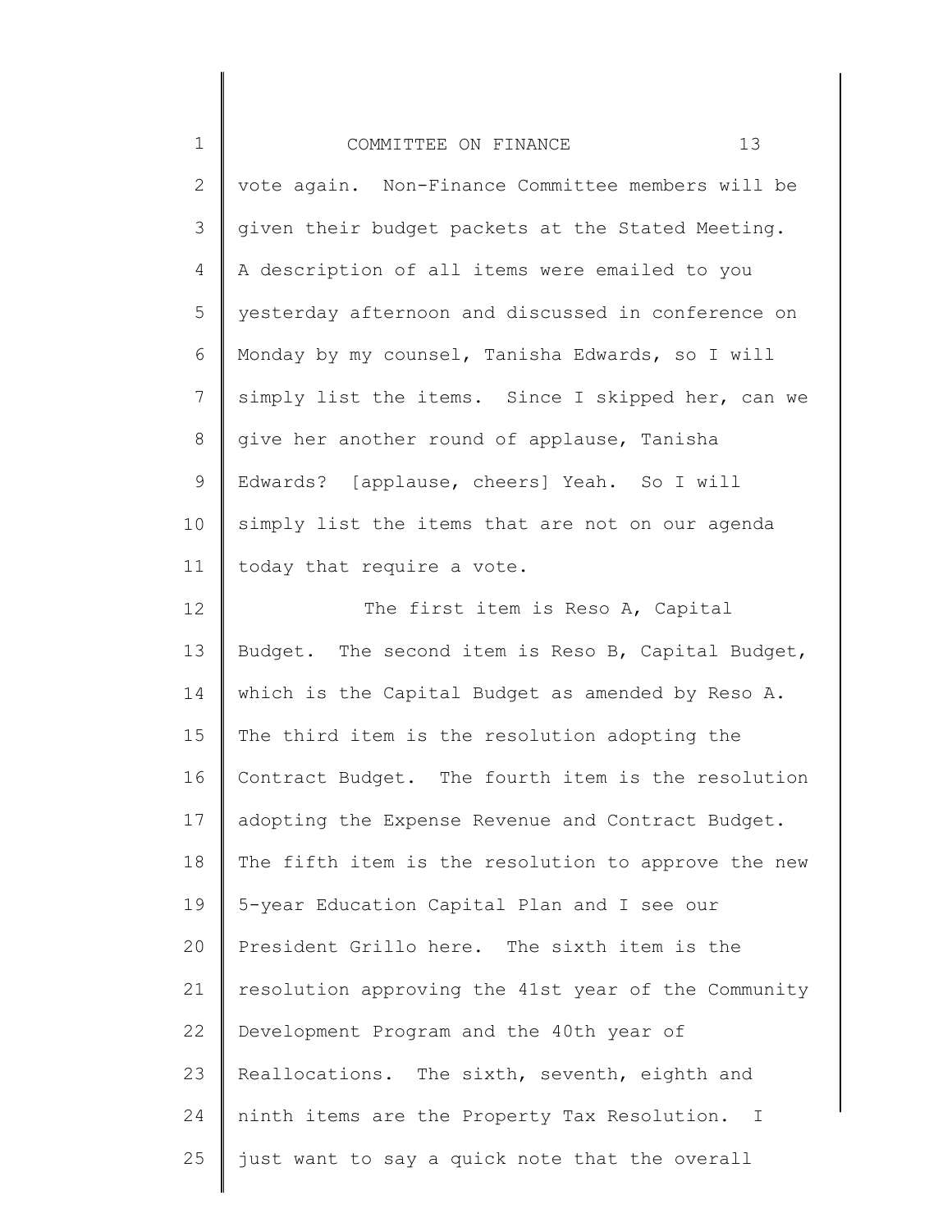vote again. Non-Finance Committee members will be given their budget packets at the Stated Meeting. A description of all items were emailed to you yesterday afternoon and discussed in conference on Monday by my counsel, Tanisha Edwards, so I will simply list the items. Since I skipped her, can we give her another round of applause, Tanisha Edwards? [applause, cheers] Yeah. So I will simply list the items that are not on our agenda today that require a vote.

The first item is Reso A, Capital Budget. The second item is Reso B, Capital Budget, which is the Capital Budget as amended by Reso A. The third item is the resolution adopting the Contract Budget. The fourth item is the resolution adopting the Expense Revenue and Contract Budget. The fifth item is the resolution to approve the new 5-year Education Capital Plan and I see our President Grillo here. The sixth item is the resolution approving the 41st year of the Community Development Program and the 40th year of Reallocations. The sixth, seventh, eighth and ninth items are the Property Tax Resolution. I just want to say a quick note that the overall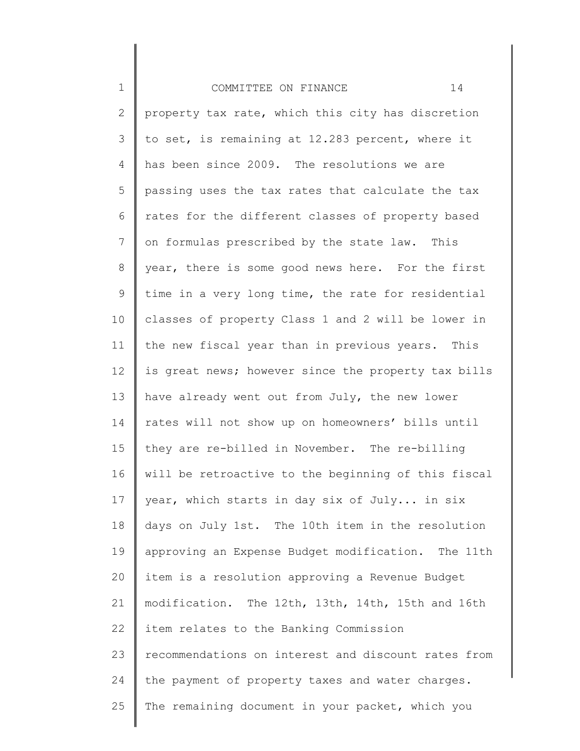property tax rate, which this city has discretion to set, is remaining at 12.283 percent, where it has been since 2009. The resolutions we are passing uses the tax rates that calculate the tax rates for the different classes of property based on formulas prescribed by the state law. This year, there is some good news here. For the first time in a very long time, the rate for residential classes of property Class 1 and 2 will be lower in the new fiscal year than in previous years. This is great news; however since the property tax bills have already went out from July, the new lower rates will not show up on homeowners' bills until they are re-billed in November. The re-billing will be retroactive to the beginning of this fiscal year, which starts in day six of July... in six days on July 1st. The 10th item in the resolution approving an Expense Budget modification. The 11th item is a resolution approving a Revenue Budget modification. The 12th, 13th, 14th, 15th and 16th item relates to the Banking Commission recommendations on interest and discount rates from the payment of property taxes and water charges. The remaining document in your packet, which you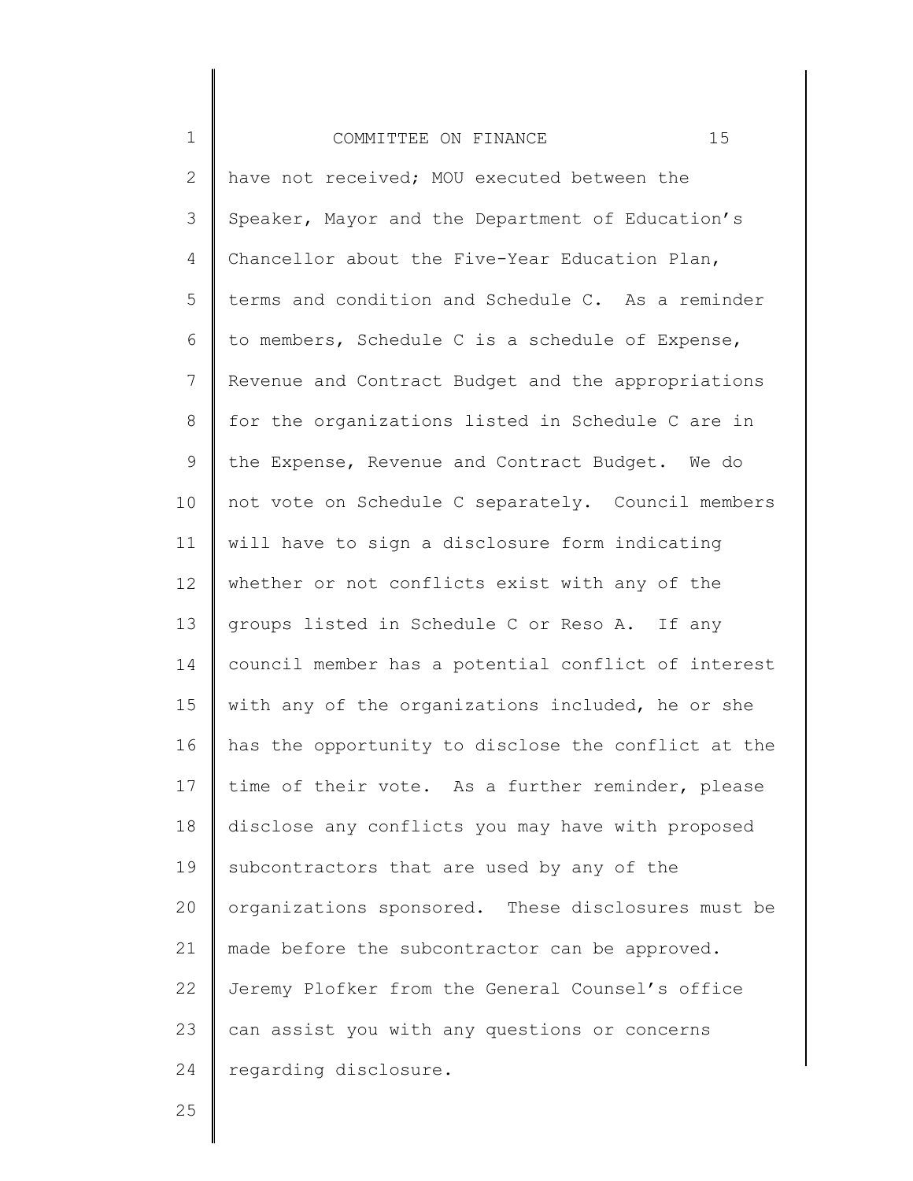have not received; MOU executed between the Speaker, Mayor and the Department of Education's Chancellor about the Five-Year Education Plan, terms and condition and Schedule C. As a reminder to members, Schedule C is a schedule of Expense, Revenue and Contract Budget and the appropriations for the organizations listed in Schedule C are in the Expense, Revenue and Contract Budget. We do not vote on Schedule C separately. Council members will have to sign a disclosure form indicating whether or not conflicts exist with any of the groups listed in Schedule C or Reso A. If any council member has a potential conflict of interest with any of the organizations included, he or she has the opportunity to disclose the conflict at the time of their vote. As a further reminder, please disclose any conflicts you may have with proposed subcontractors that are used by any of the organizations sponsored. These disclosures must be made before the subcontractor can be approved. Jeremy Plofker from the General Counsel's office can assist you with any questions or concerns regarding disclosure.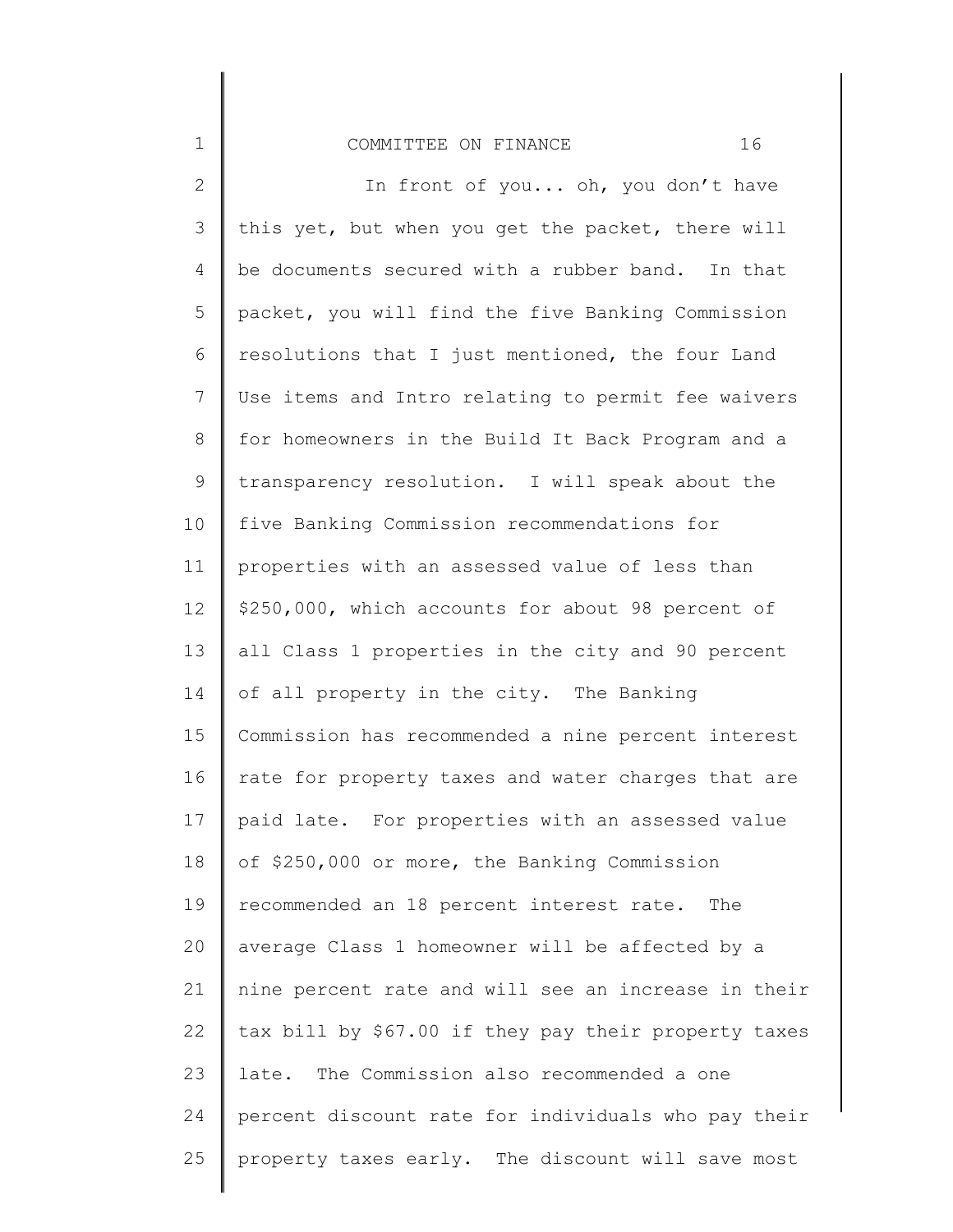In front of you... oh, you don't have this yet, but when you get the packet, there will be documents secured with a rubber band. In that packet, you will find the five Banking Commission resolutions that I just mentioned, the four Land Use items and Intro relating to permit fee waivers for homeowners in the Build It Back Program and a transparency resolution. I will speak about the five Banking Commission recommendations for properties with an assessed value of less than $250,000, which accounts for about 98 percent of all Class 1 properties in the city and 90 percent of all property in the city. The Banking Commission has recommended a nine percent interest rate for property taxes and water charges that are paid late. For properties with an assessed value of $250,000 or more, the Banking Commission recommended an 18 percent interest rate. The average Class 1 homeowner will be affected by a nine percent rate and will see an increase in their tax bill by $67.00 if they pay their property taxes late. The Commission also recommended a one percent discount rate for individuals who pay their property taxes early. The discount will save most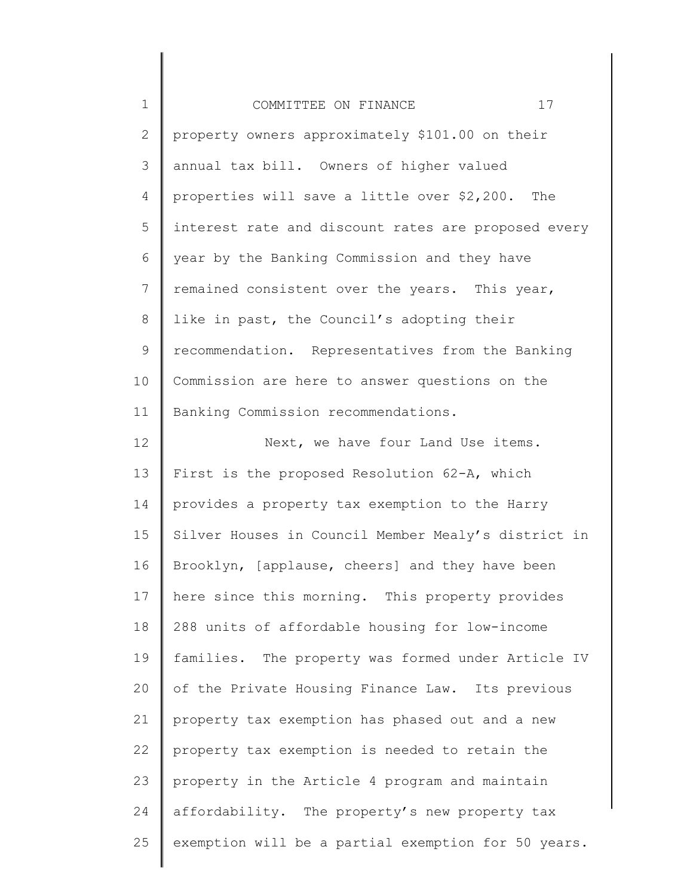property owners approximately $101.00 on their annual tax bill. Owners of higher valued properties will save a little over $2,200. The interest rate and discount rates are proposed every year by the Banking Commission and they have remained consistent over the years. This year, like in past, the Council's adopting their recommendation. Representatives from the Banking Commission are here to answer questions on the Banking Commission recommendations.

Next, we have four Land Use items. First is the proposed Resolution 62-A, which provides a property tax exemption to the Harry Silver Houses in Council Member Mealy's district in Brooklyn, [applause, cheers] and they have been here since this morning. This property provides 288 units of affordable housing for low-income families. The property was formed under Article IV of the Private Housing Finance Law. Its previous property tax exemption has phased out and a new property tax exemption is needed to retain the property in the Article 4 program and maintain affordability. The property's new property tax exemption will be a partial exemption for 50 years.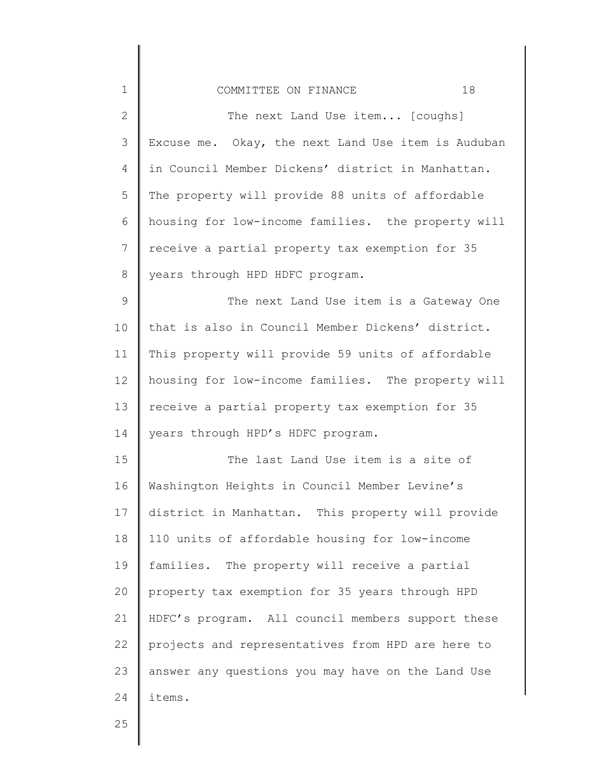The next Land Use item... [coughs] Excuse me. Okay, the next Land Use item is Auduban in Council Member Dickens' district in Manhattan. The property will provide 88 units of affordable housing for low-income families. the property will receive a partial property tax exemption for 35 years through HPD HDFC program.

The next Land Use item is a Gateway One that is also in Council Member Dickens' district. This property will provide 59 units of affordable housing for low-income families. The property will receive a partial property tax exemption for 35 years through HPD's HDFC program.

The last Land Use item is a site of Washington Heights in Council Member Levine's district in Manhattan. This property will provide 110 units of affordable housing for low-income families. The property will receive a partial property tax exemption for 35 years through HPD HDFC's program. All council members support these projects and representatives from HPD are here to answer any questions you may have on the Land Use items.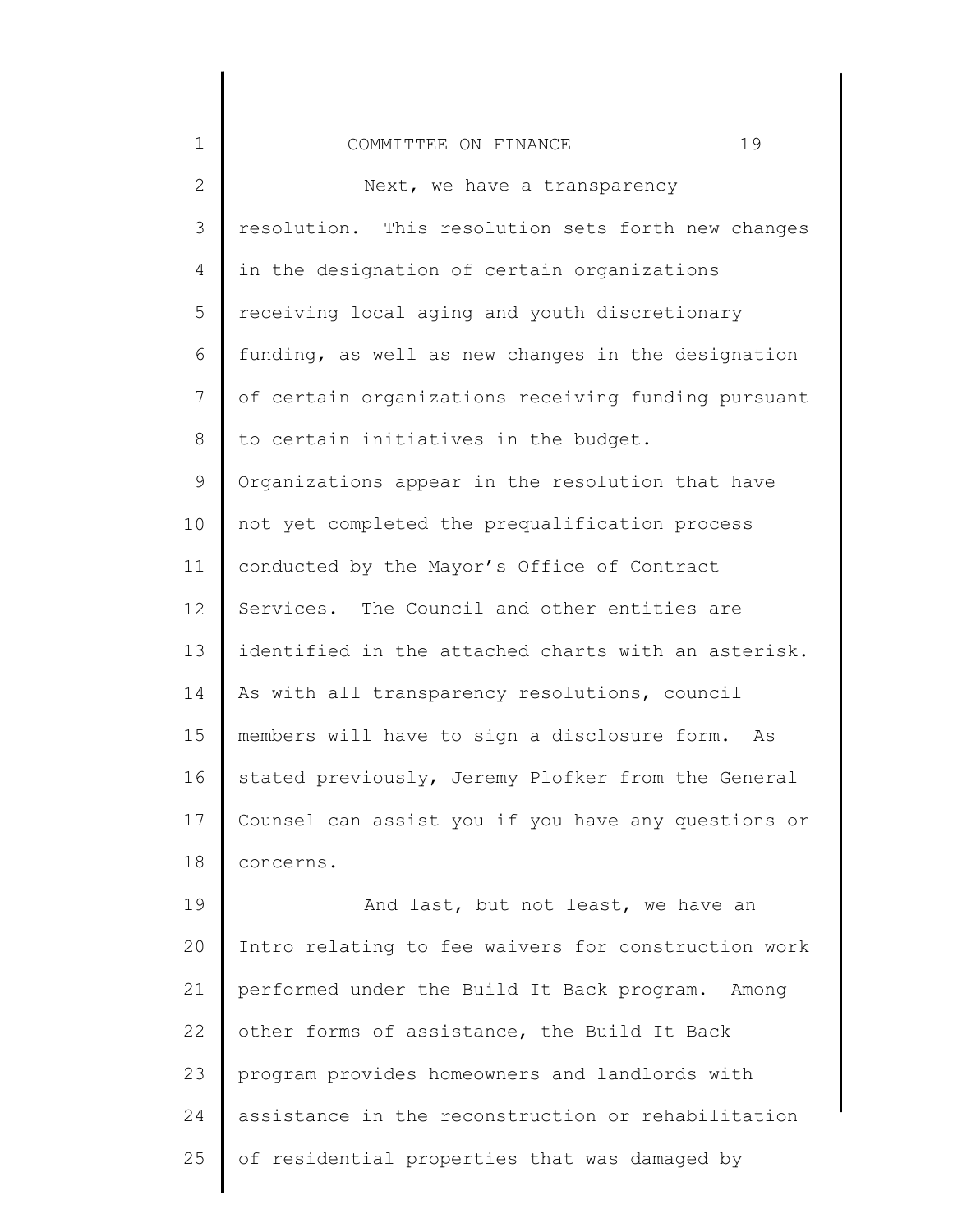Next, we have a transparency resolution. This resolution sets forth new changes in the designation of certain organizations receiving local aging and youth discretionary funding, as well as new changes in the designation of certain organizations receiving funding pursuant to certain initiatives in the budget. Organizations appear in the resolution that have not yet completed the prequalification process conducted by the Mayor's Office of Contract Services. The Council and other entities are identified in the attached charts with an asterisk. As with all transparency resolutions, council members will have to sign a disclosure form. As stated previously, Jeremy Plofker from the General Counsel can assist you if you have any questions or concerns.

And last, but not least, we have an Intro relating to fee waivers for construction work performed under the Build It Back program. Among other forms of assistance, the Build It Back program provides homeowners and landlords with assistance in the reconstruction or rehabilitation of residential properties that was damaged by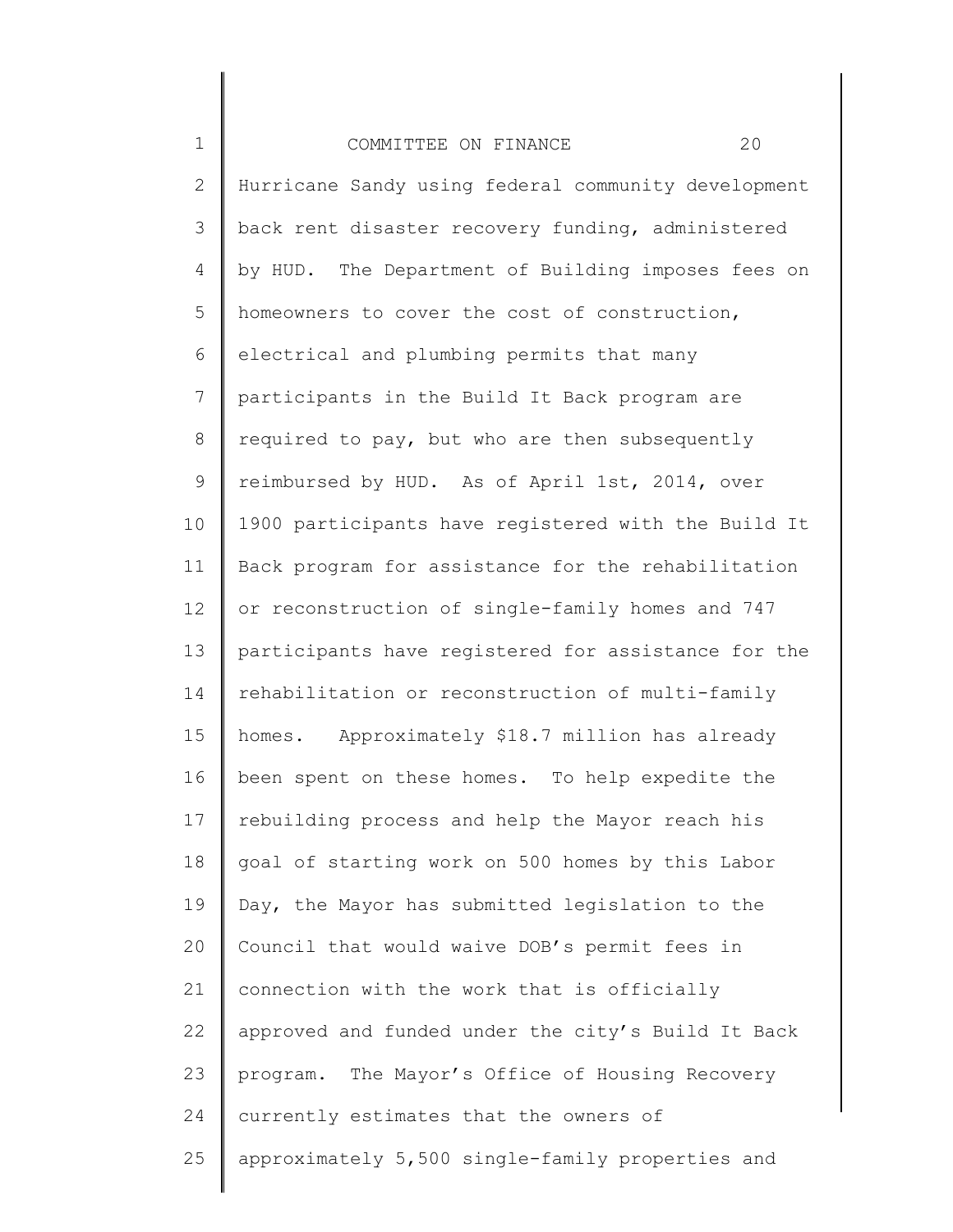Hurricane Sandy using federal community development back rent disaster recovery funding, administered by HUD. The Department of Building imposes fees on homeowners to cover the cost of construction, electrical and plumbing permits that many participants in the Build It Back program are required to pay, but who are then subsequently reimbursed by HUD. As of April 1st, 2014, over 1900 participants have registered with the Build It Back program for assistance for the rehabilitation or reconstruction of single-family homes and 747 participants have registered for assistance for the rehabilitation or reconstruction of multi-family homes. Approximately $18.7 million has already been spent on these homes. To help expedite the rebuilding process and help the Mayor reach his goal of starting work on 500 homes by this Labor Day, the Mayor has submitted legislation to the Council that would waive DOB's permit fees in connection with the work that is officially approved and funded under the city's Build It Back program. The Mayor's Office of Housing Recovery currently estimates that the owners of approximately 5,500 single-family properties and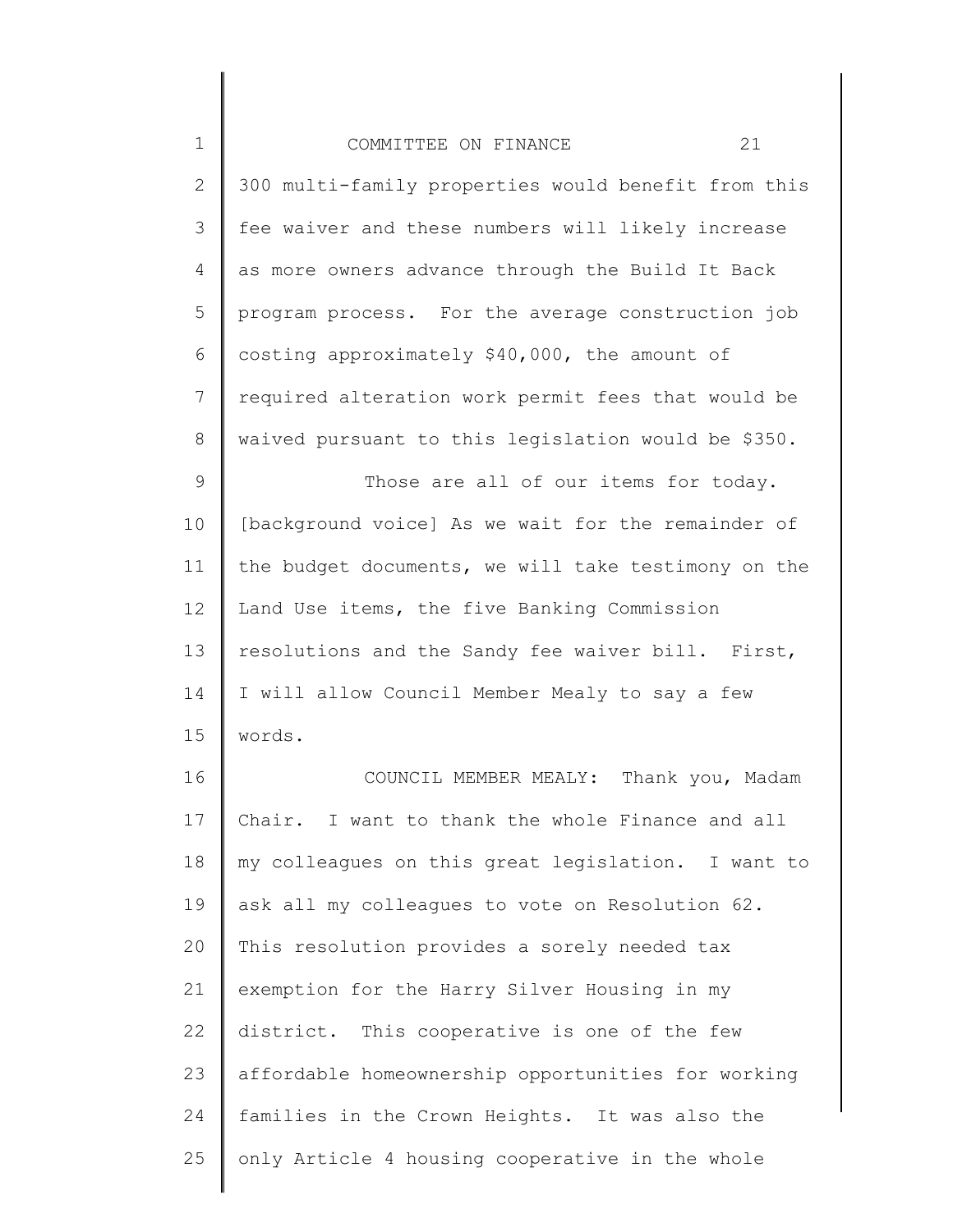300 multi-family properties would benefit from this fee waiver and these numbers will likely increase as more owners advance through the Build It Back program process. For the average construction job costing approximately $40,000, the amount of required alteration work permit fees that would be waived pursuant to this legislation would be $350.

Those are all of our items for today. [background voice] As we wait for the remainder of the budget documents, we will take testimony on the Land Use items, the five Banking Commission resolutions and the Sandy fee waiver bill. First, I will allow Council Member Mealy to say a few words.

COUNCIL MEMBER MEALY: Thank you, Madam Chair. I want to thank the whole Finance and all my colleagues on this great legislation. I want to ask all my colleagues to vote on Resolution 62. This resolution provides a sorely needed tax exemption for the Harry Silver Housing in my district. This cooperative is one of the few affordable homeownership opportunities for working families in the Crown Heights. It was also the only Article 4 housing cooperative in the whole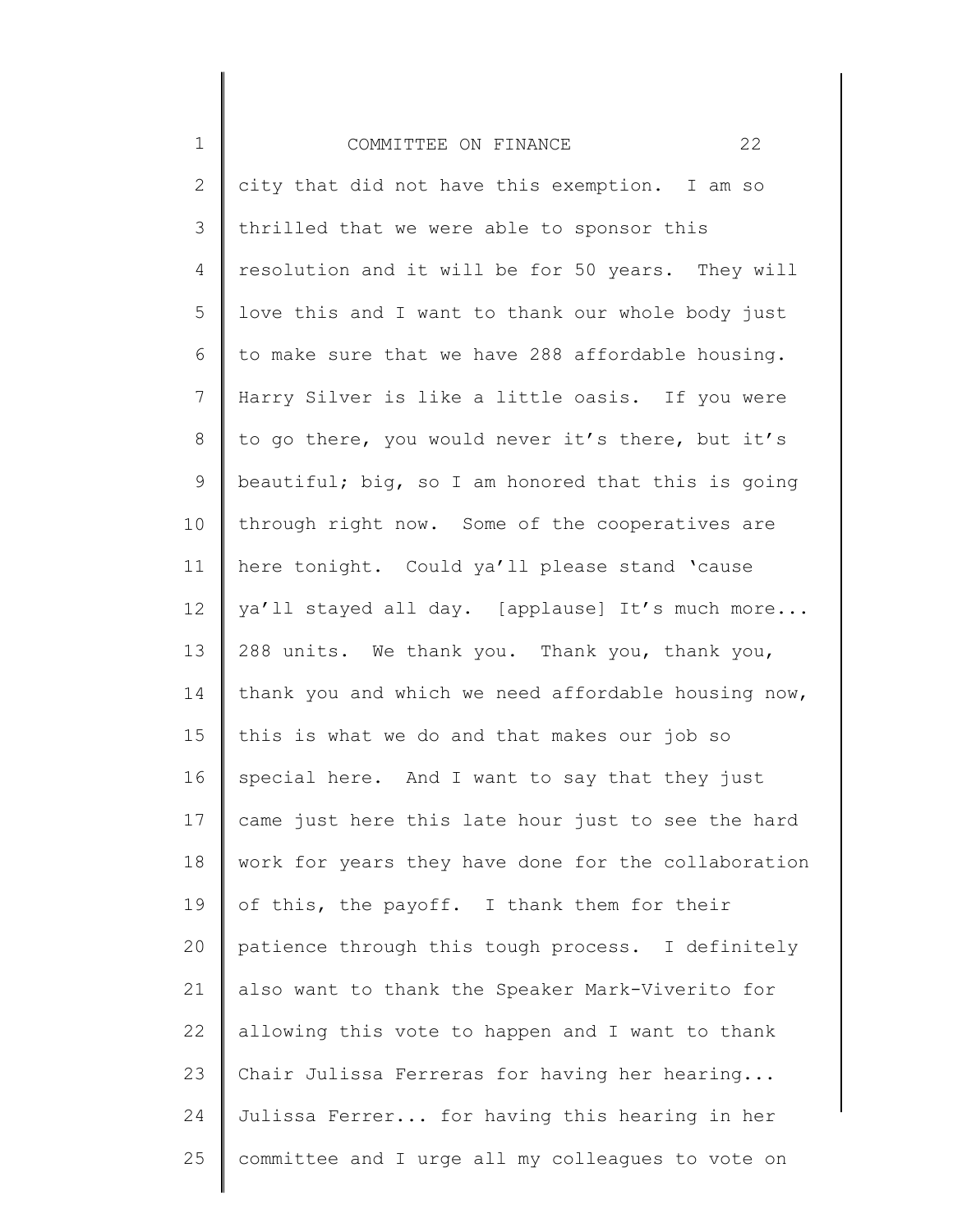city that did not have this exemption. I am so thrilled that we were able to sponsor this resolution and it will be for 50 years. They will love this and I want to thank our whole body just to make sure that we have 288 affordable housing. Harry Silver is like a little oasis. If you were to go there, you would never it's there, but it's beautiful; big, so I am honored that this is going through right now. Some of the cooperatives are here tonight. Could ya'll please stand 'cause ya'll stayed all day. [applause] It's much more... 288 units. We thank you. Thank you, thank you, thank you and which we need affordable housing now, this is what we do and that makes our job so special here. And I want to say that they just came just here this late hour just to see the hard work for years they have done for the collaboration of this, the payoff. I thank them for their patience through this tough process. I definitely also want to thank the Speaker Mark-Viverito for allowing this vote to happen and I want to thank Chair Julissa Ferreras for having her hearing... Julissa Ferrer... for having this hearing in her committee and I urge all my colleagues to vote on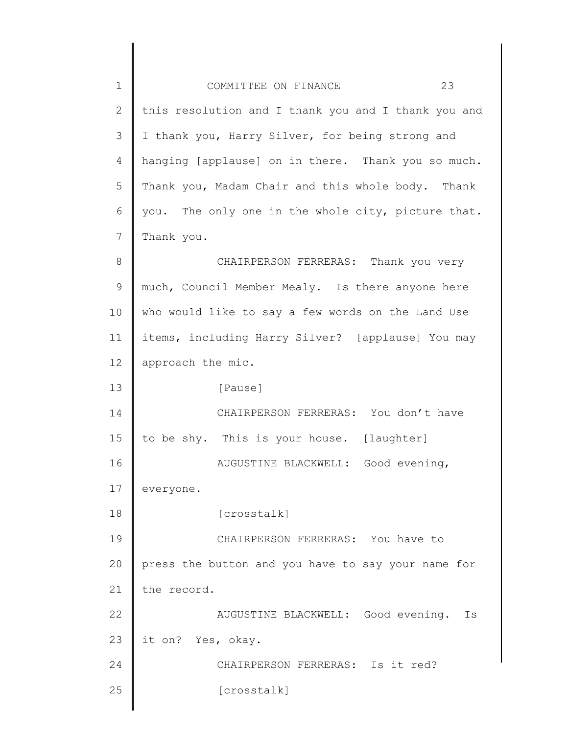this resolution and I thank you and I thank you and I thank you, Harry Silver, for being strong and hanging [applause] on in there. Thank you so much. Thank you, Madam Chair and this whole body. Thank you. The only one in the whole city, picture that. Thank you.

CHAIRPERSON FERRERAS: Thank you very much, Council Member Mealy. Is there anyone here who would like to say a few words on the Land Use items, including Harry Silver? [applause] You may approach the mic.

[Pause]

CHAIRPERSON FERRERAS: You don't have to be shy. This is your house. [laughter]

AUGUSTINE BLACKWELL: Good evening, everyone.

[crosstalk]

CHAIRPERSON FERRERAS: You have to press the button and you have to say your name for the record.

AUGUSTINE BLACKWELL: Good evening. Is it on? Yes, okay.

CHAIRPERSON FERRERAS: Is it red?

[crosstalk]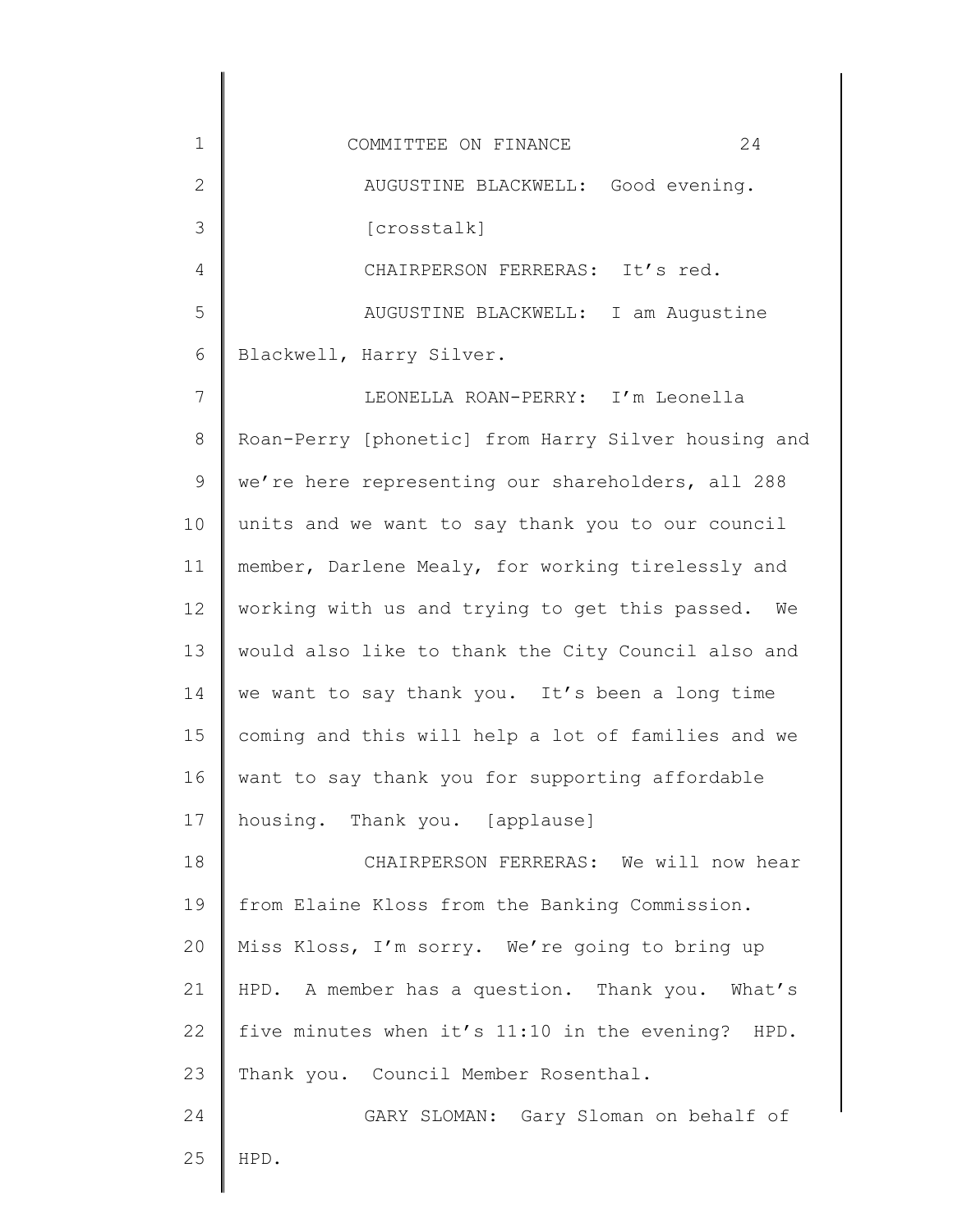AUGUSTINE BLACKWELL: Good evening.

[crosstalk]

CHAIRPERSON FERRERAS: It's red.

AUGUSTINE BLACKWELL: I am Augustine Blackwell, Harry Silver.

LEONELLA ROAN-PERRY: I'm Leonella Roan-Perry [phonetic] from Harry Silver housing and we're here representing our shareholders, all 288 units and we want to say thank you to our council member, Darlene Mealy, for working tirelessly and working with us and trying to get this passed. We would also like to thank the City Council also and we want to say thank you. It's been a long time coming and this will help a lot of families and we want to say thank you for supporting affordable housing. Thank you. [applause]

CHAIRPERSON FERRERAS: We will now hear from Elaine Kloss from the Banking Commission. Miss Kloss, I'm sorry. We're going to bring up HPD. A member has a question. Thank you. What's five minutes when it's 11:10 in the evening? HPD. Thank you. Council Member Rosenthal.

GARY SLOMAN: Gary Sloman on behalf of HPD.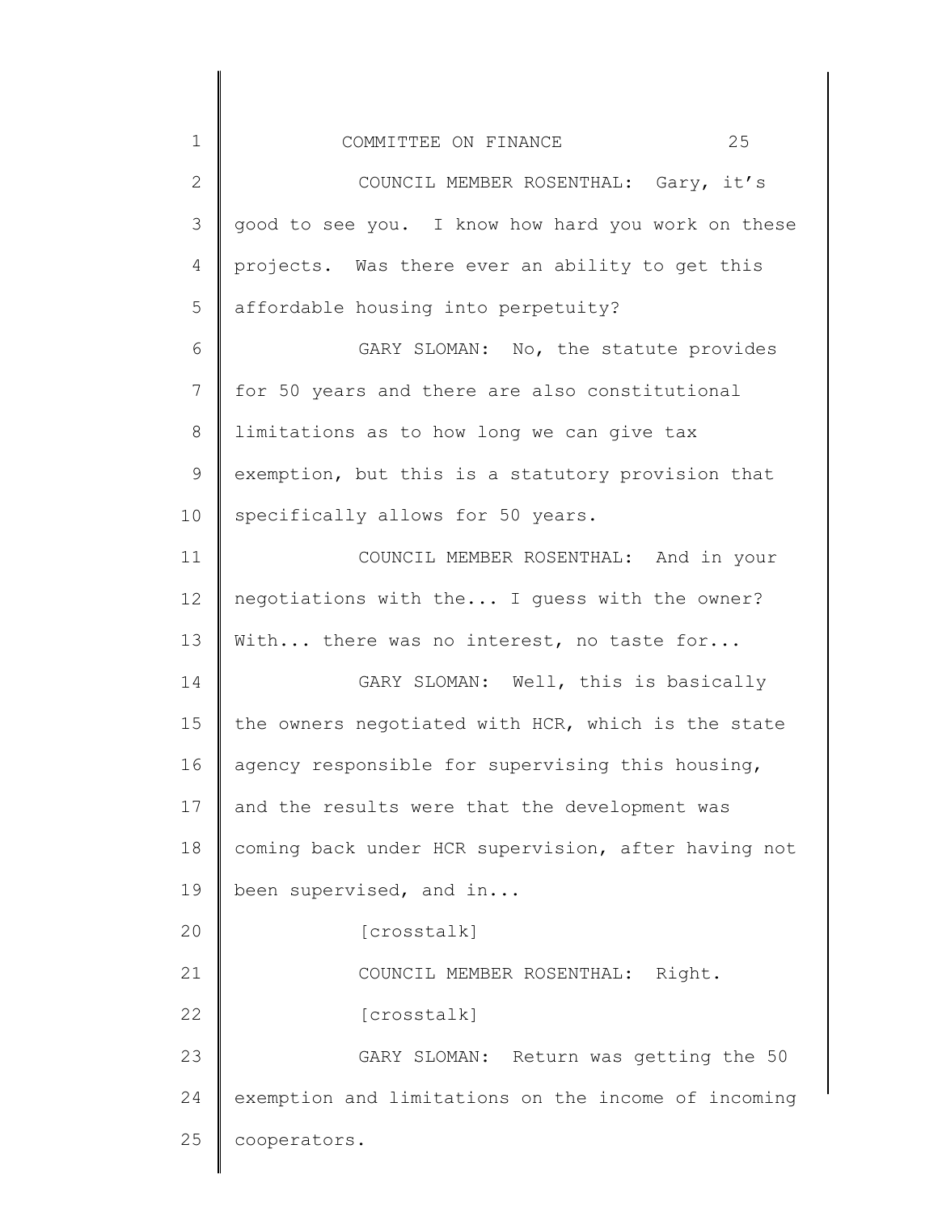COUNCIL MEMBER ROSENTHAL: Gary, it's good to see you. I know how hard you work on these projects. Was there ever an ability to get this affordable housing into perpetuity?

GARY SLOMAN: No, the statute provides for 50 years and there are also constitutional limitations as to how long we can give tax exemption, but this is a statutory provision that specifically allows for 50 years.

COUNCIL MEMBER ROSENTHAL: And in your negotiations with the... I guess with the owner? With... there was no interest, no taste for...

GARY SLOMAN: Well, this is basically the owners negotiated with HCR, which is the state agency responsible for supervising this housing, and the results were that the development was coming back under HCR supervision, after having not been supervised, and in...

[crosstalk]

COUNCIL MEMBER ROSENTHAL: Right.

[crosstalk]

GARY SLOMAN: Return was getting the 50 exemption and limitations on the income of incoming cooperators.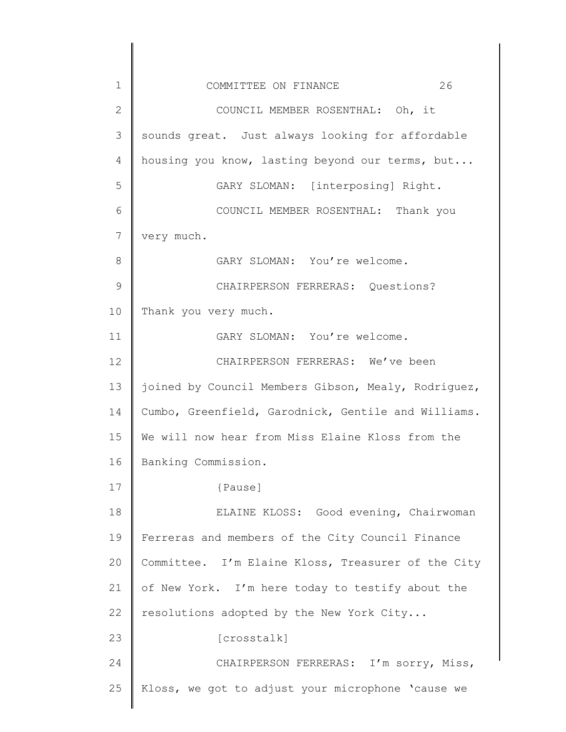COUNCIL MEMBER ROSENTHAL: Oh, it sounds great. Just always looking for affordable housing you know, lasting beyond our terms, but...

GARY SLOMAN: [interposing] Right.

COUNCIL MEMBER ROSENTHAL: Thank you very much.

GARY SLOMAN: You're welcome.

CHAIRPERSON FERRERAS: Questions? Thank you very much.

GARY SLOMAN: You're welcome.

CHAIRPERSON FERRERAS: We've been joined by Council Members Gibson, Mealy, Rodriguez, Cumbo, Greenfield, Garodnick, Gentile and Williams. We will now hear from Miss Elaine Kloss from the Banking Commission.

{Pause]

ELAINE KLOSS: Good evening, Chairwoman Ferreras and members of the City Council Finance Committee. I'm Elaine Kloss, Treasurer of the City of New York. I'm here today to testify about the resolutions adopted by the New York City...

[crosstalk]

CHAIRPERSON FERRERAS: I'm sorry, Miss, Kloss, we got to adjust your microphone 'cause we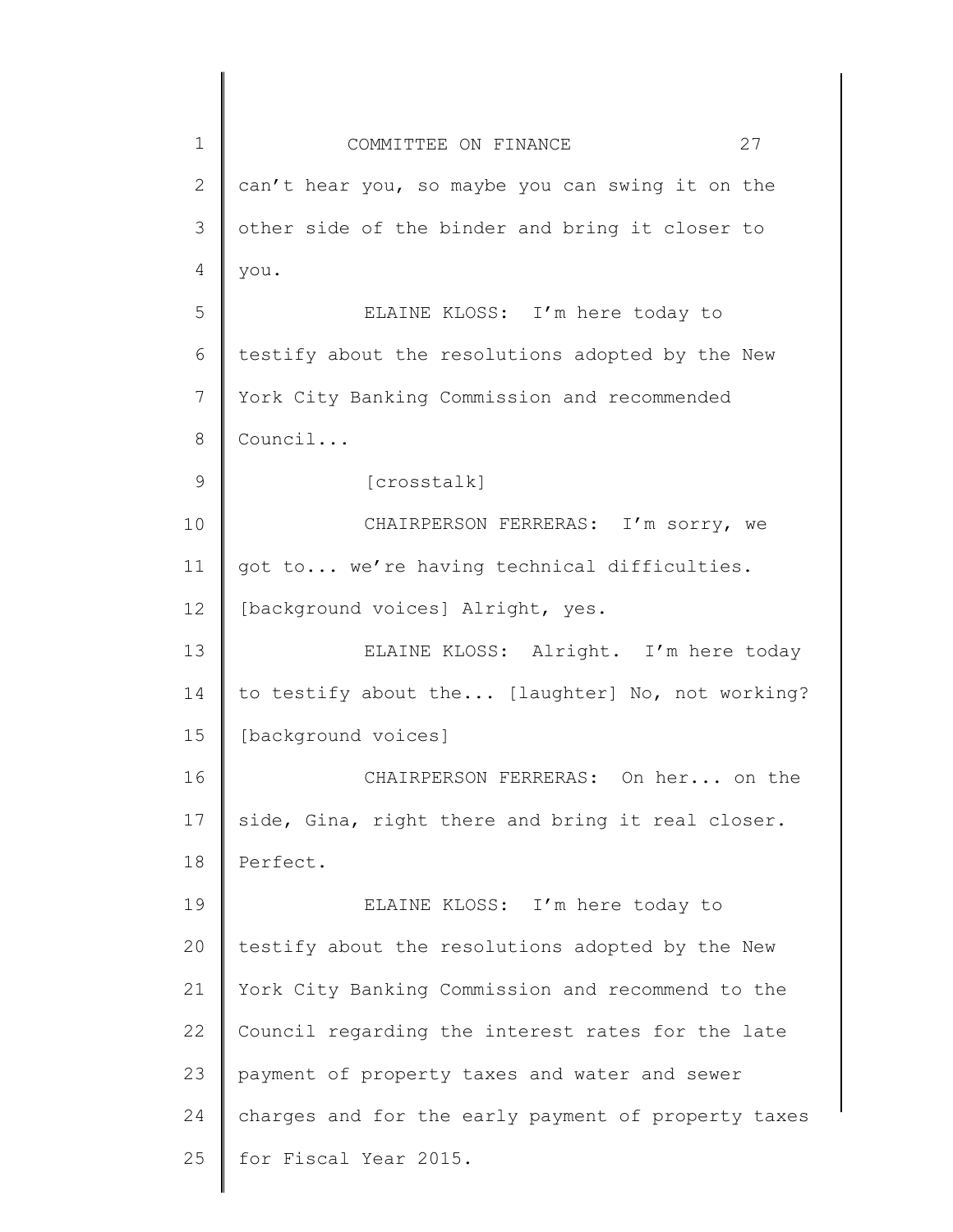can't hear you, so maybe you can swing it on the other side of the binder and bring it closer to you.

ELAINE KLOSS: I'm here today to testify about the resolutions adopted by the New York City Banking Commission and recommended Council...

[crosstalk]

CHAIRPERSON FERRERAS: I'm sorry, we got to... we're having technical difficulties. [background voices] Alright, yes.

ELAINE KLOSS: Alright. I'm here today to testify about the... [laughter] No, not working? [background voices]

CHAIRPERSON FERRERAS: On her... on the side, Gina, right there and bring it real closer. Perfect.

ELAINE KLOSS: I'm here today to testify about the resolutions adopted by the New York City Banking Commission and recommend to the Council regarding the interest rates for the late payment of property taxes and water and sewer charges and for the early payment of property taxes for Fiscal Year 2015.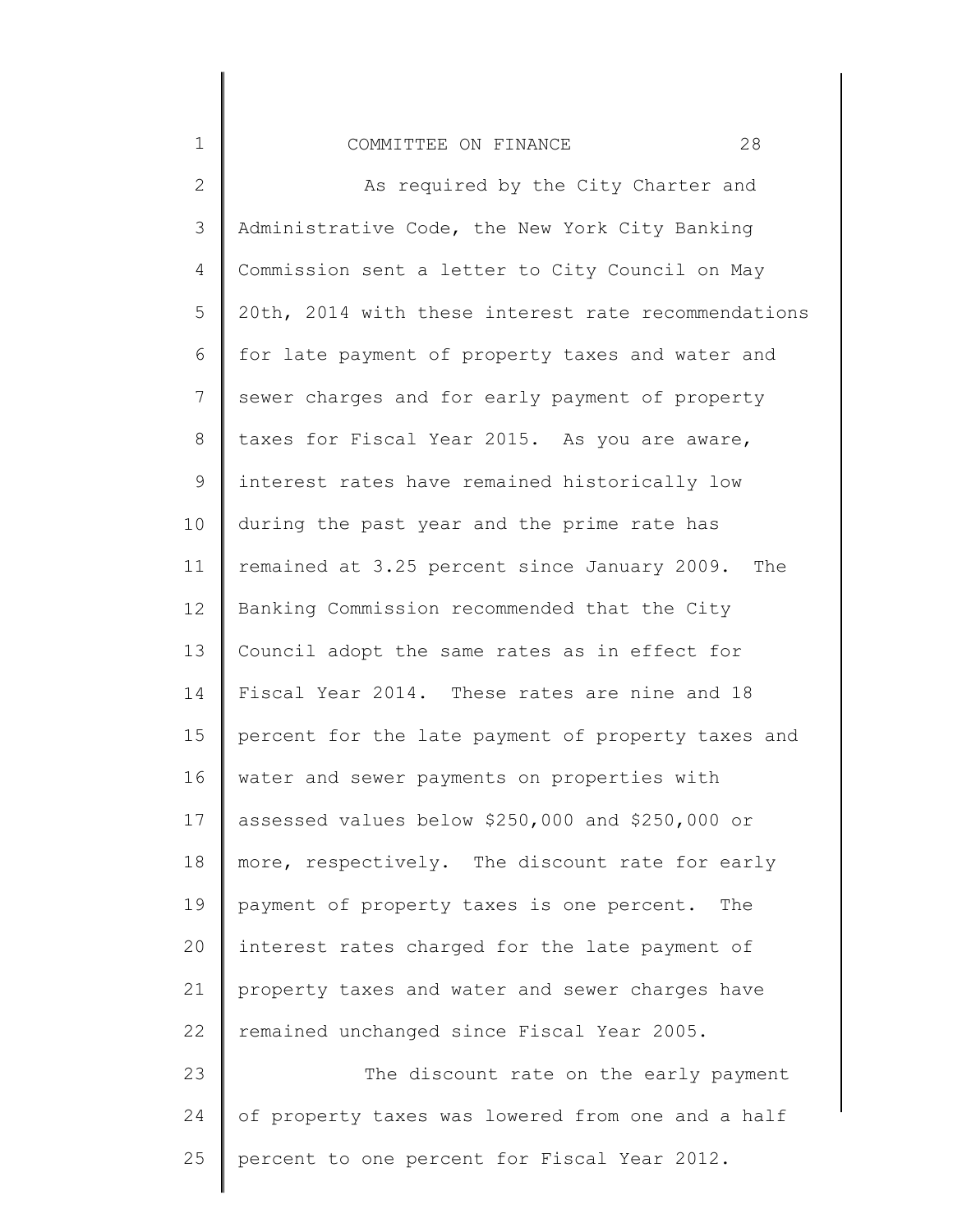As required by the City Charter and Administrative Code, the New York City Banking Commission sent a letter to City Council on May 20th, 2014 with these interest rate recommendations for late payment of property taxes and water and sewer charges and for early payment of property taxes for Fiscal Year 2015. As you are aware, interest rates have remained historically low during the past year and the prime rate has remained at 3.25 percent since January 2009. The Banking Commission recommended that the City Council adopt the same rates as in effect for Fiscal Year 2014. These rates are nine and 18 percent for the late payment of property taxes and water and sewer payments on properties with assessed values below $250,000 and $250,000 or more, respectively. The discount rate for early payment of property taxes is one percent. The interest rates charged for the late payment of property taxes and water and sewer charges have remained unchanged since Fiscal Year 2005.

The discount rate on the early payment of property taxes was lowered from one and a half percent to one percent for Fiscal Year 2012.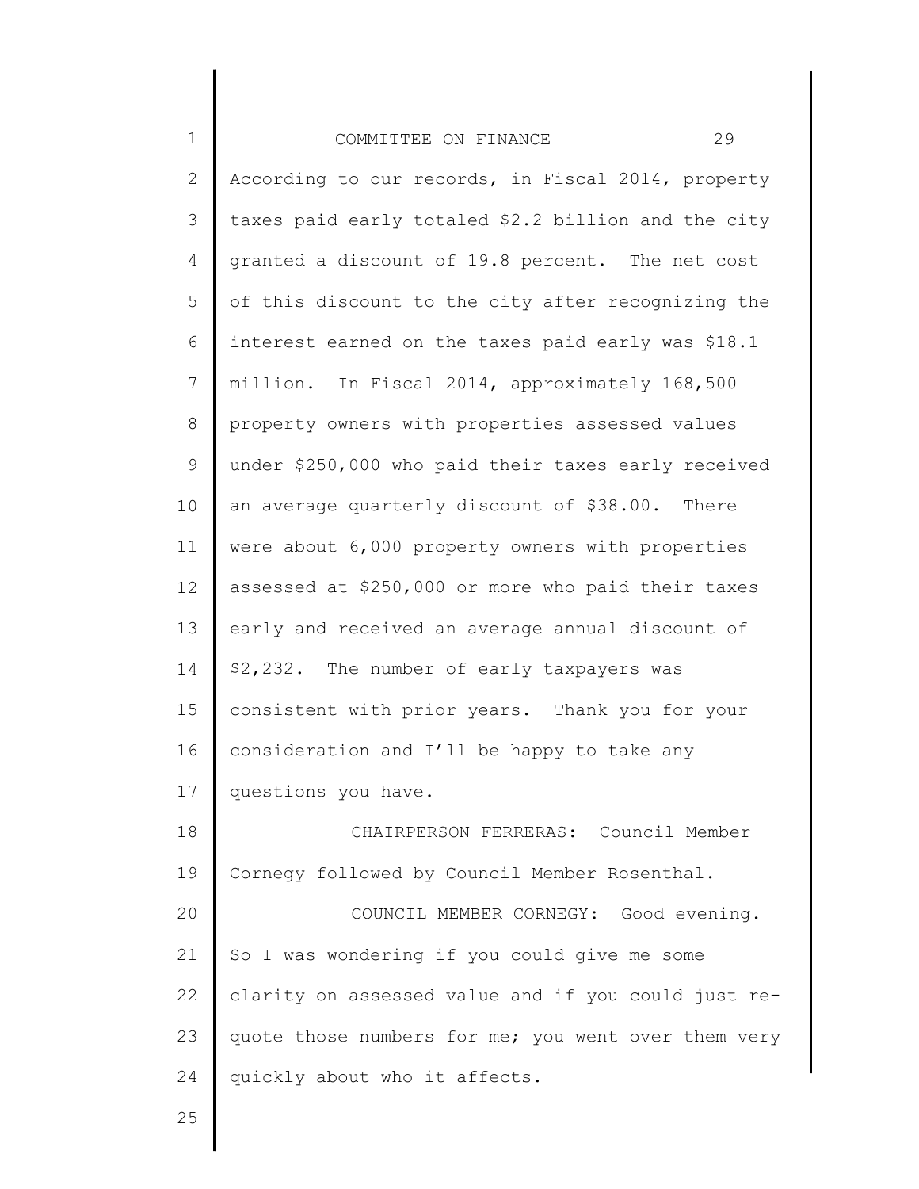According to our records, in Fiscal 2014, property taxes paid early totaled $2.2 billion and the city granted a discount of 19.8 percent. The net cost of this discount to the city after recognizing the interest earned on the taxes paid early was $18.1 million. In Fiscal 2014, approximately 168,500 property owners with properties assessed values under $250,000 who paid their taxes early received an average quarterly discount of $38.00. There were about 6,000 property owners with properties assessed at $250,000 or more who paid their taxes early and received an average annual discount of $2,232. The number of early taxpayers was consistent with prior years. Thank you for your consideration and I'll be happy to take any questions you have.

CHAIRPERSON FERRERAS: Council Member Cornegy followed by Council Member Rosenthal.

COUNCIL MEMBER CORNEGY: Good evening. So I was wondering if you could give me some clarity on assessed value and if you could just re-quote those numbers for me; you went over them very quickly about who it affects.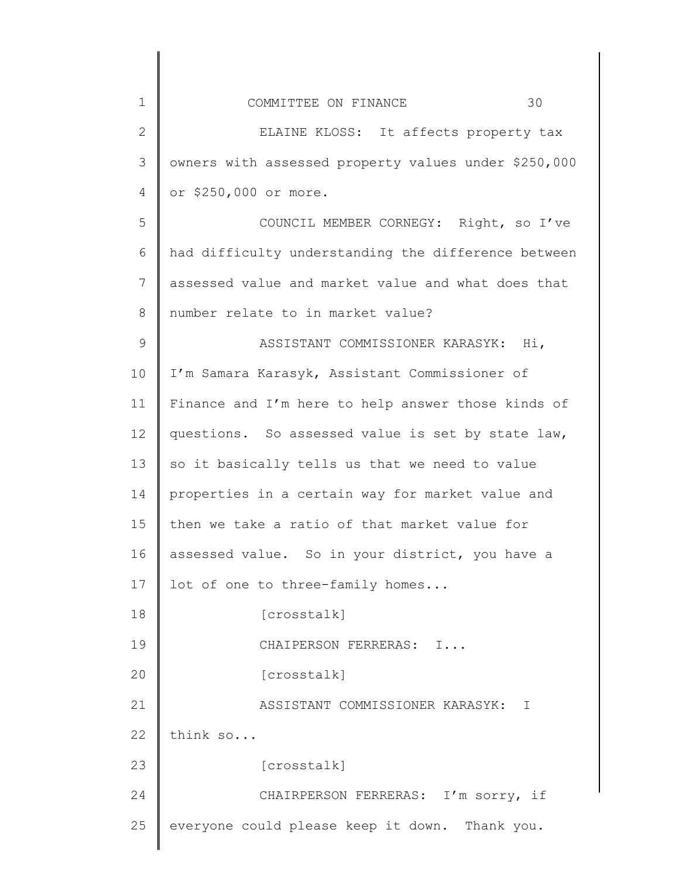ELAINE KLOSS: It affects property tax owners with assessed property values under $250,000 or $250,000 or more.

COUNCIL MEMBER CORNEGY: Right, so I've had difficulty understanding the difference between assessed value and market value and what does that number relate to in market value?

ASSISTANT COMMISSIONER KARASYK: Hi, I'm Samara Karasyk, Assistant Commissioner of Finance and I'm here to help answer those kinds of questions. So assessed value is set by state law, so it basically tells us that we need to value properties in a certain way for market value and then we take a ratio of that market value for assessed value. So in your district, you have a lot of one to three-family homes...

[crosstalk]

CHAIPERSON FERRERAS: I...

[crosstalk]

ASSISTANT COMMISSIONER KARASYK: I think so...

[crosstalk]

CHAIRPERSON FERRERAS: I'm sorry, if everyone could please keep it down. Thank you.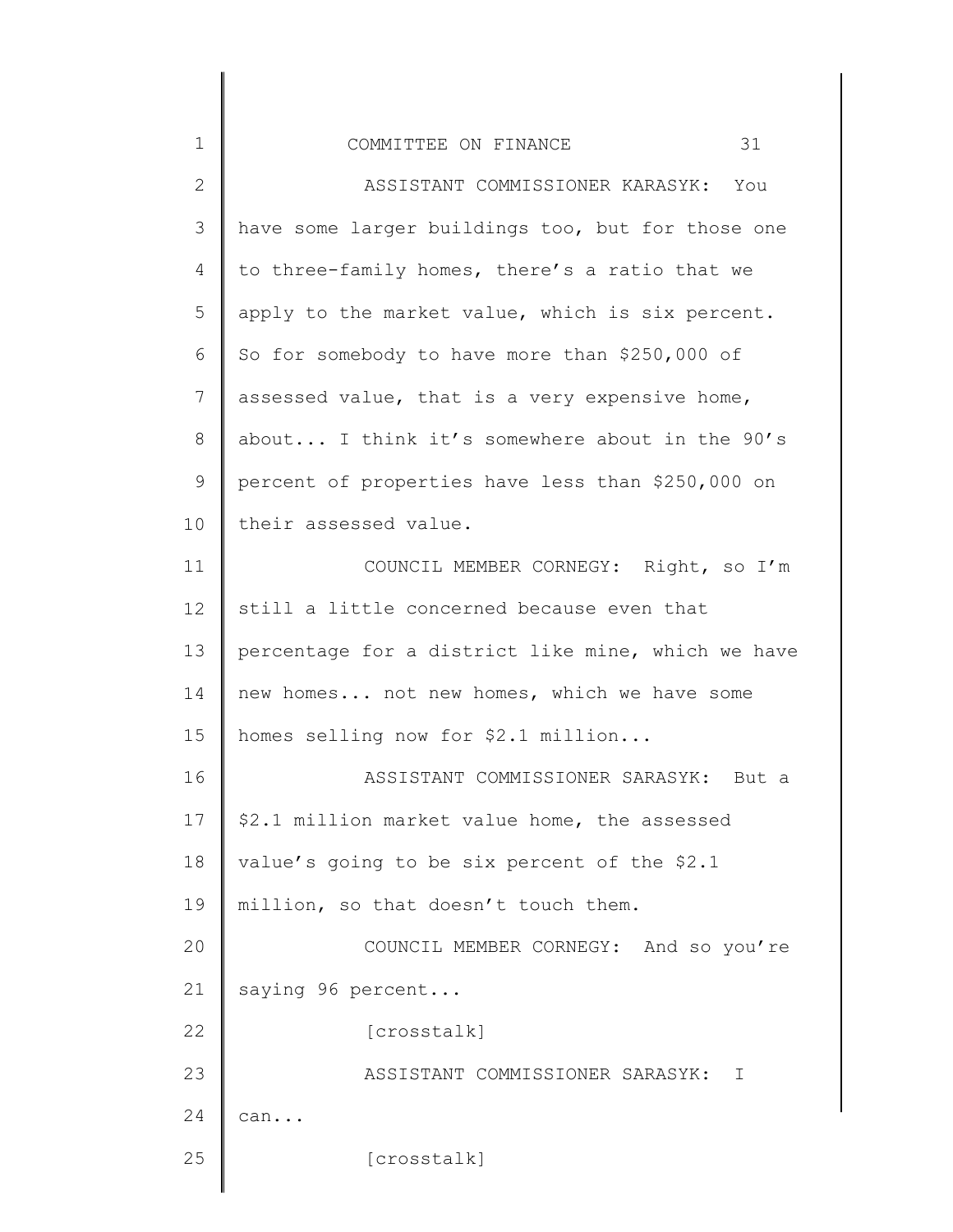ASSISTANT COMMISSIONER KARASYK: You have some larger buildings too, but for those one to three-family homes, there's a ratio that we apply to the market value, which is six percent. So for somebody to have more than $250,000 of assessed value, that is a very expensive home, about... I think it's somewhere about in the 90's percent of properties have less than $250,000 on their assessed value.

COUNCIL MEMBER CORNEGY: Right, so I'm still a little concerned because even that percentage for a district like mine, which we have new homes... not new homes, which we have some homes selling now for $2.1 million...

ASSISTANT COMMISSIONER SARASYK: But a $2.1 million market value home, the assessed value's going to be six percent of the $2.1 million, so that doesn't touch them.

COUNCIL MEMBER CORNEGY: And so you're saying 96 percent...

[crosstalk]

ASSISTANT COMMISSIONER SARASYK: I can...

[crosstalk]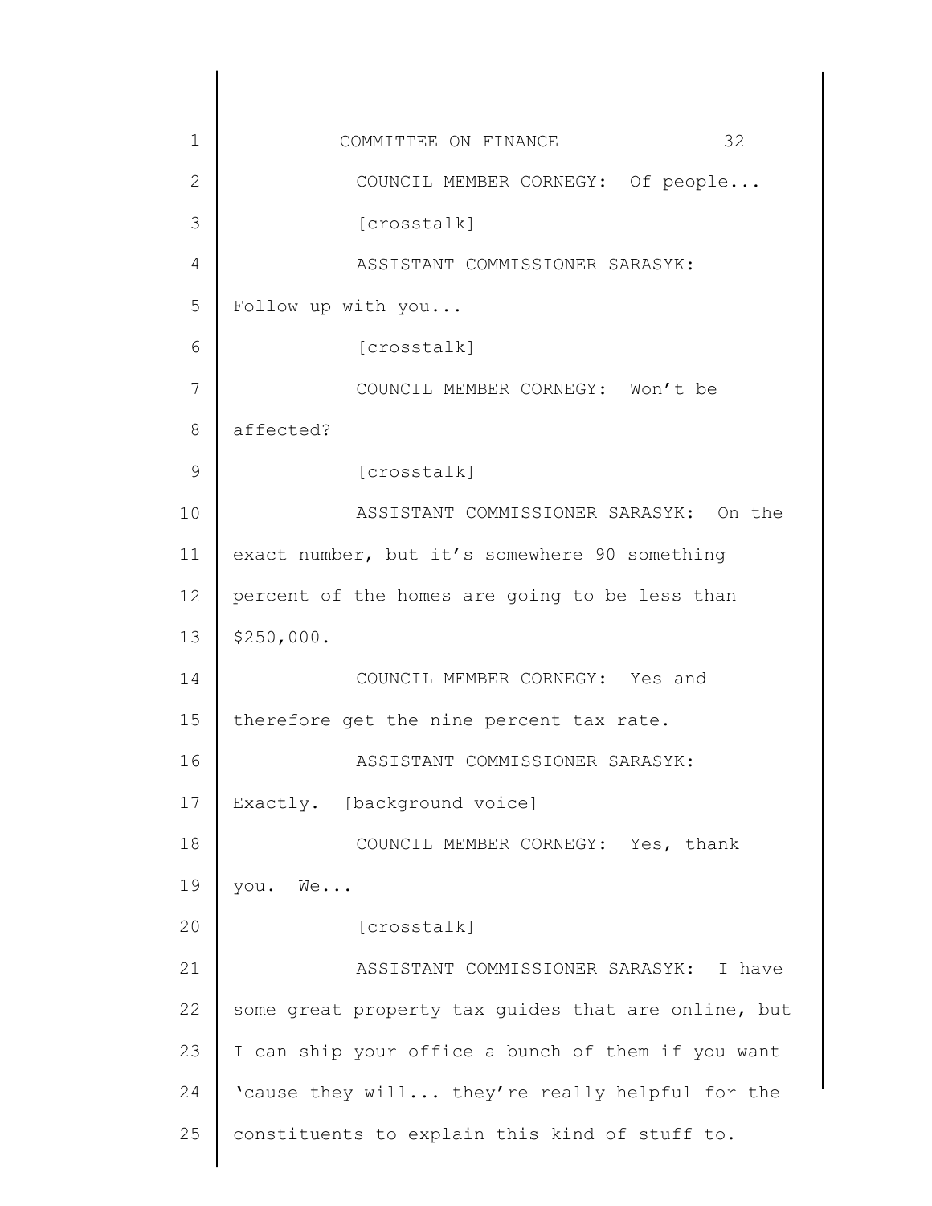COUNCIL MEMBER CORNEGY: Of people...

[crosstalk]

ASSISTANT COMMISSIONER SARASYK: Follow up with you...

[crosstalk]

COUNCIL MEMBER CORNEGY: Won't be affected?

[crosstalk]

ASSISTANT COMMISSIONER SARASYK: On the exact number, but it's somewhere 90 something percent of the homes are going to be less than $250,000.

COUNCIL MEMBER CORNEGY: Yes and therefore get the nine percent tax rate.

ASSISTANT COMMISSIONER SARASYK: Exactly. [background voice]

COUNCIL MEMBER CORNEGY: Yes, thank you. We...

[crosstalk]

ASSISTANT COMMISSIONER SARASYK: I have some great property tax guides that are online, but I can ship your office a bunch of them if you want 'cause they will... they're really helpful for the constituents to explain this kind of stuff to.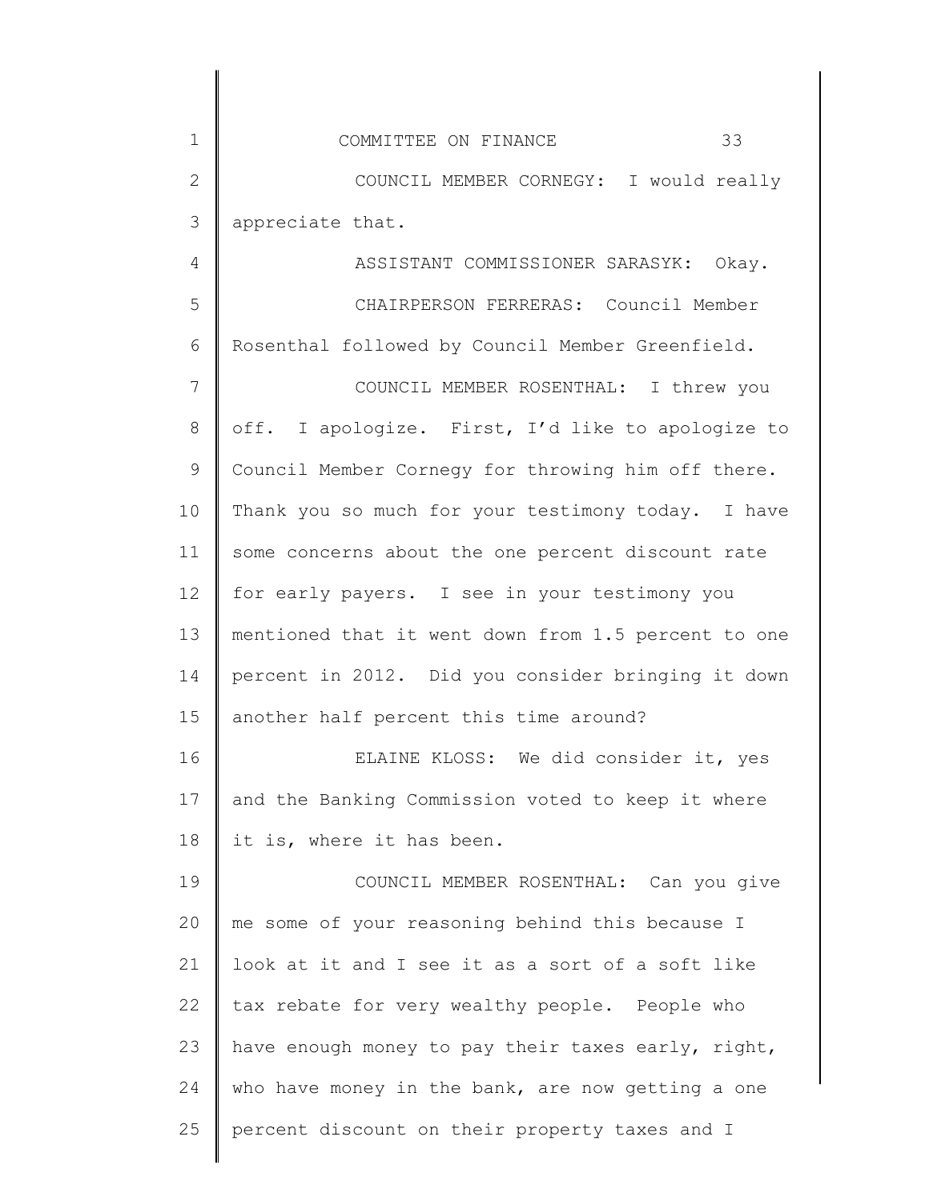COUNCIL MEMBER CORNEGY: I would really appreciate that.

ASSISTANT COMMISSIONER SARASYK: Okay.

CHAIRPERSON FERRERAS: Council Member Rosenthal followed by Council Member Greenfield.

COUNCIL MEMBER ROSENTHAL: I threw you off. I apologize. First, I'd like to apologize to Council Member Cornegy for throwing him off there. Thank you so much for your testimony today. I have some concerns about the one percent discount rate for early payers. I see in your testimony you mentioned that it went down from 1.5 percent to one percent in 2012. Did you consider bringing it down another half percent this time around?

ELAINE KLOSS: We did consider it, yes and the Banking Commission voted to keep it where it is, where it has been.

COUNCIL MEMBER ROSENTHAL: Can you give me some of your reasoning behind this because I look at it and I see it as a sort of a soft like tax rebate for very wealthy people. People who have enough money to pay their taxes early, right, who have money in the bank, are now getting a one percent discount on their property taxes and I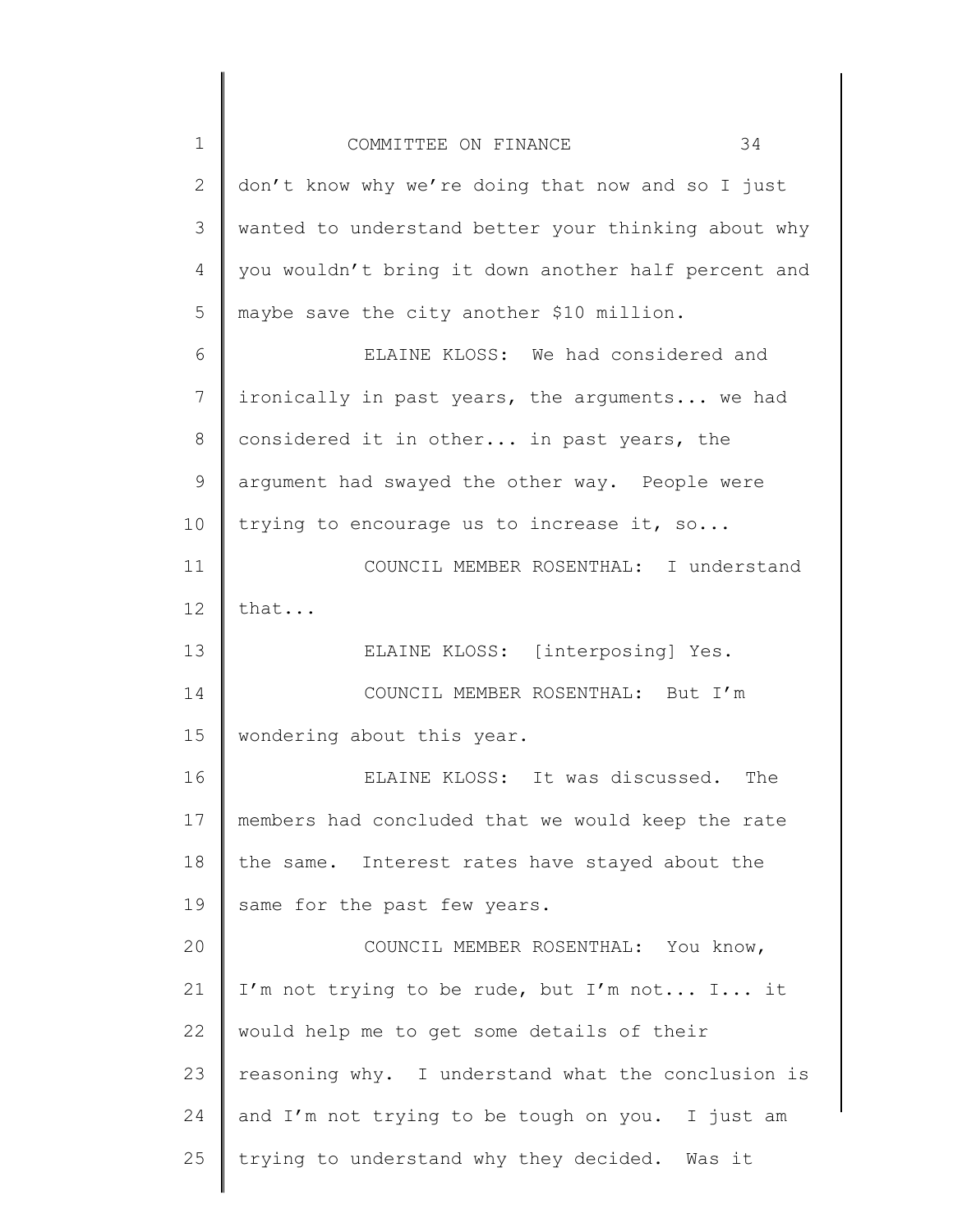don't know why we're doing that now and so I just wanted to understand better your thinking about why you wouldn't bring it down another half percent and maybe save the city another $10 million.

ELAINE KLOSS: We had considered and ironically in past years, the arguments... we had considered it in other... in past years, the argument had swayed the other way. People were trying to encourage us to increase it, so...

COUNCIL MEMBER ROSENTHAL: I understand that...

ELAINE KLOSS: [interposing] Yes.

COUNCIL MEMBER ROSENTHAL: But I'm wondering about this year.

ELAINE KLOSS: It was discussed. The members had concluded that we would keep the rate the same. Interest rates have stayed about the same for the past few years.

COUNCIL MEMBER ROSENTHAL: You know, I'm not trying to be rude, but I'm not... I... it would help me to get some details of their reasoning why. I understand what the conclusion is and I'm not trying to be tough on you. I just am trying to understand why they decided. Was it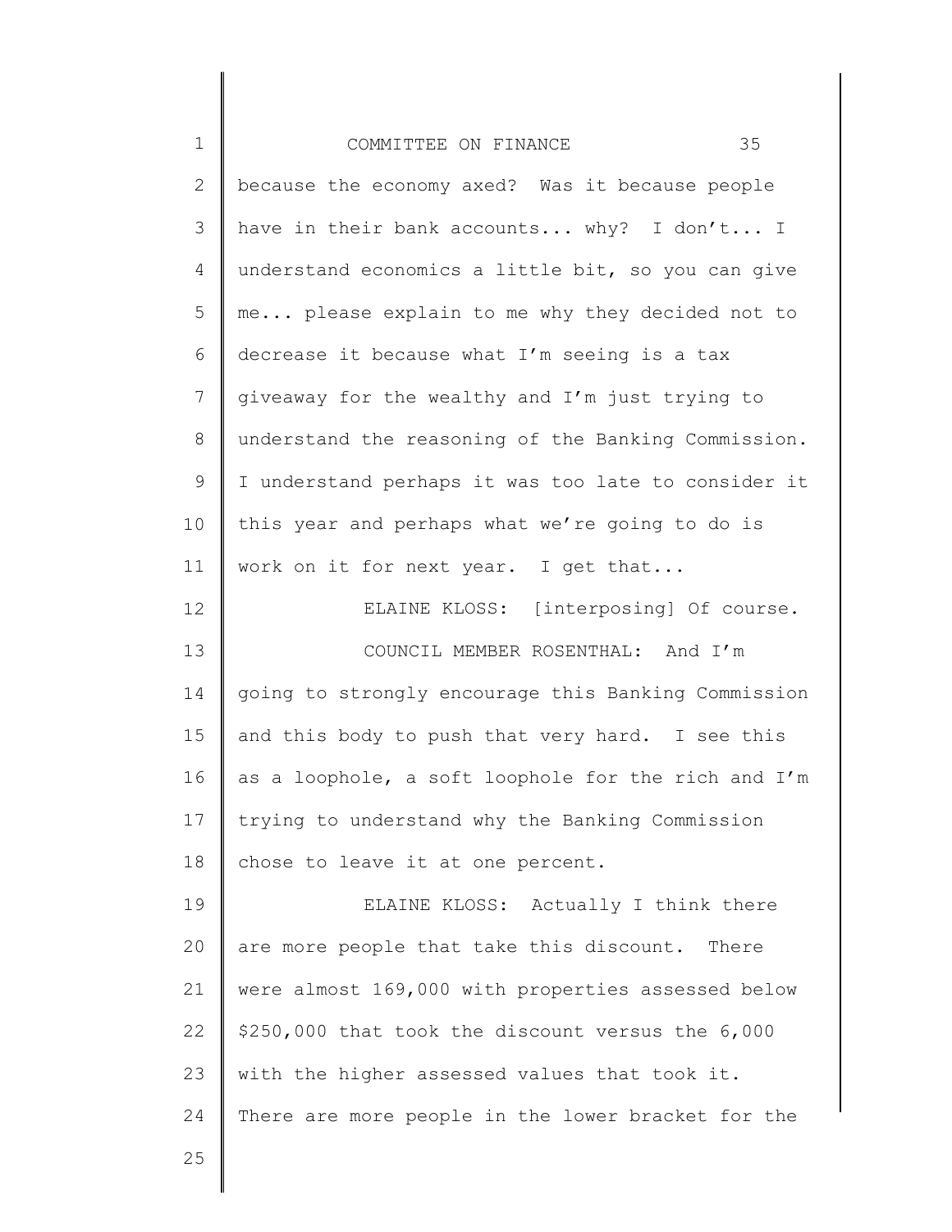because the economy axed? Was it because people have in their bank accounts... why? I don't... I understand economics a little bit, so you can give me... please explain to me why they decided not to decrease it because what I'm seeing is a tax giveaway for the wealthy and I'm just trying to understand the reasoning of the Banking Commission. I understand perhaps it was too late to consider it this year and perhaps what we're going to do is work on it for next year. I get that...

ELAINE KLOSS: [interposing] Of course.

COUNCIL MEMBER ROSENTHAL: And I'm going to strongly encourage this Banking Commission and this body to push that very hard. I see this as a loophole, a soft loophole for the rich and I'm trying to understand why the Banking Commission chose to leave it at one percent.

ELAINE KLOSS: Actually I think there are more people that take this discount. There were almost 169,000 with properties assessed below $250,000 that took the discount versus the 6,000 with the higher assessed values that took it. There are more people in the lower bracket for the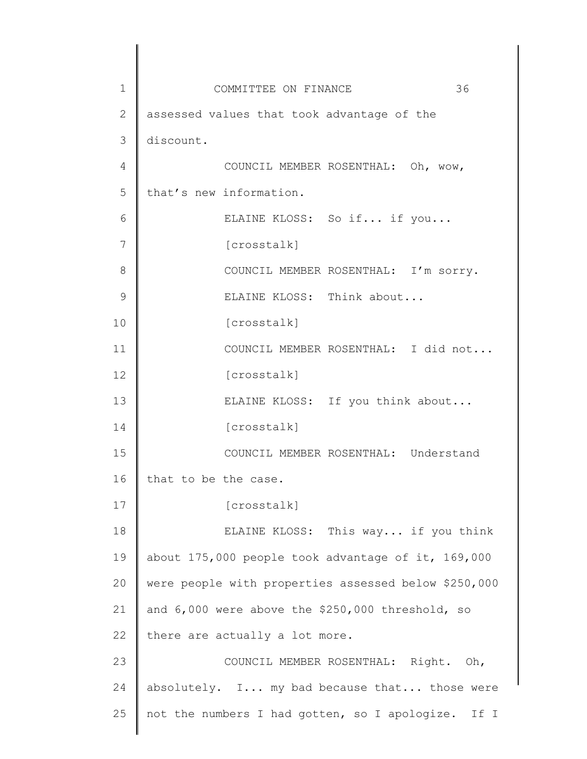assessed values that took advantage of the discount.

COUNCIL MEMBER ROSENTHAL: Oh, wow, that's new information.

ELAINE KLOSS: So if... if you...

[crosstalk]

COUNCIL MEMBER ROSENTHAL: I'm sorry.

ELAINE KLOSS: Think about...

[crosstalk]

COUNCIL MEMBER ROSENTHAL: I did not...

[crosstalk]

ELAINE KLOSS: If you think about...

[crosstalk]

COUNCIL MEMBER ROSENTHAL: Understand that to be the case.

[crosstalk]

ELAINE KLOSS: This way... if you think about 175,000 people took advantage of it, 169,000 were people with properties assessed below $250,000 and 6,000 were above the $250,000 threshold, so there are actually a lot more.

COUNCIL MEMBER ROSENTHAL: Right. Oh, absolutely. I... my bad because that... those were not the numbers I had gotten, so I apologize. If I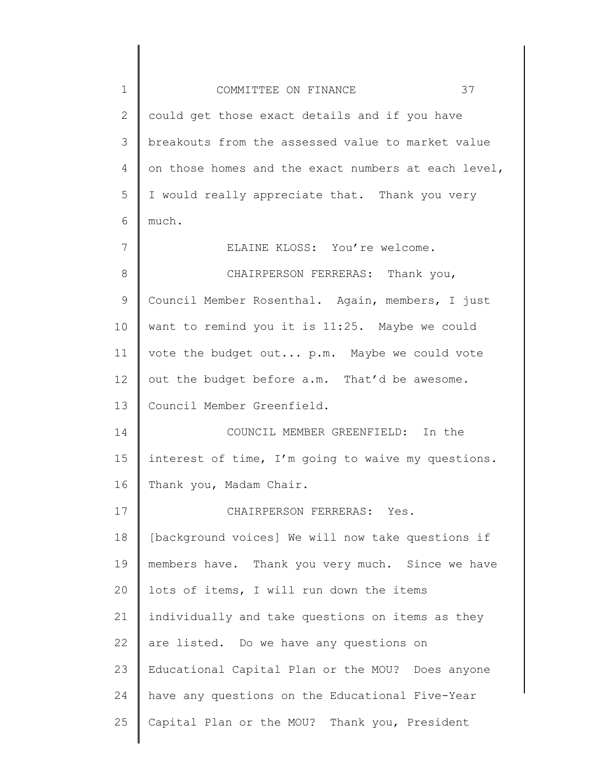could get those exact details and if you have breakouts from the assessed value to market value on those homes and the exact numbers at each level, I would really appreciate that. Thank you very much.

ELAINE KLOSS: You're welcome.

CHAIRPERSON FERRERAS: Thank you, Council Member Rosenthal. Again, members, I just want to remind you it is 11:25. Maybe we could vote the budget out... p.m. Maybe we could vote out the budget before a.m. That'd be awesome. Council Member Greenfield.

COUNCIL MEMBER GREENFIELD: In the interest of time, I'm going to waive my questions. Thank you, Madam Chair.

CHAIRPERSON FERRERAS: Yes. [background voices] We will now take questions if members have. Thank you very much. Since we have lots of items, I will run down the items individually and take questions on items as they are listed. Do we have any questions on Educational Capital Plan or the MOU? Does anyone have any questions on the Educational Five-Year Capital Plan or the MOU? Thank you, President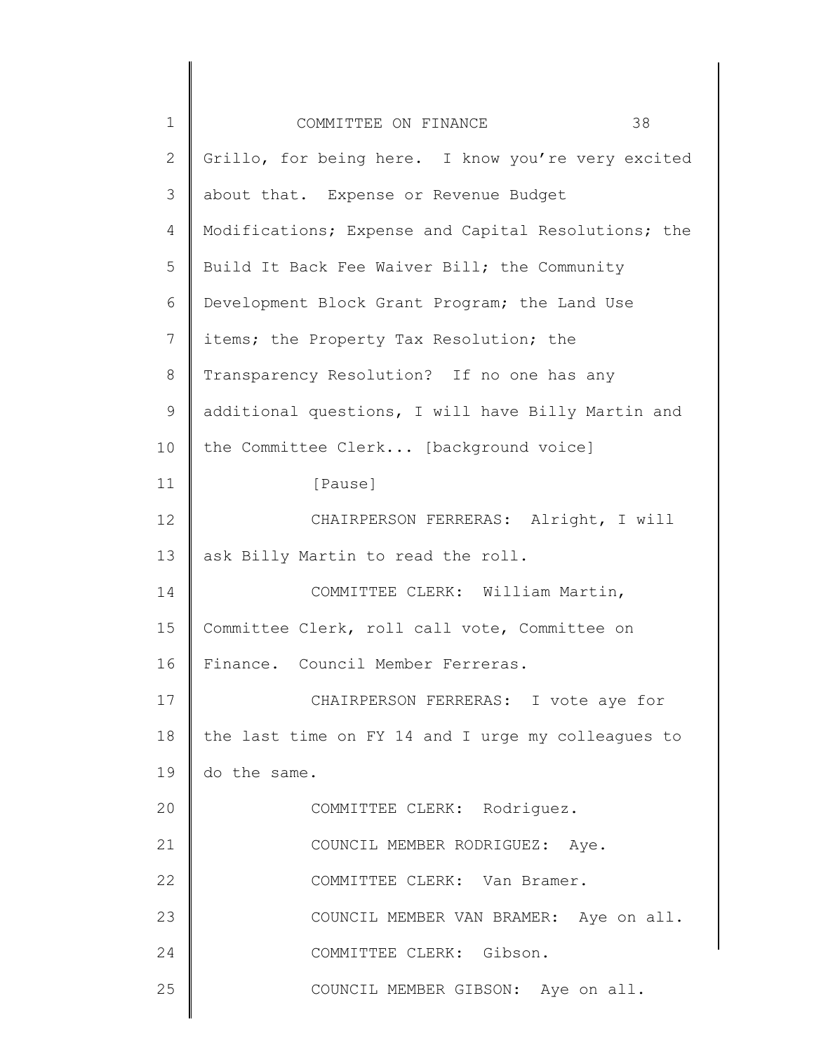Grillo, for being here. I know you're very excited about that. Expense or Revenue Budget Modifications; Expense and Capital Resolutions; the Build It Back Fee Waiver Bill; the Community Development Block Grant Program; the Land Use items; the Property Tax Resolution; the Transparency Resolution? If no one has any additional questions, I will have Billy Martin and the Committee Clerk... [background voice]

[Pause]

CHAIRPERSON FERRERAS: Alright, I will ask Billy Martin to read the roll.

COMMITTEE CLERK: William Martin, Committee Clerk, roll call vote, Committee on Finance. Council Member Ferreras.

CHAIRPERSON FERRERAS: I vote aye for the last time on FY 14 and I urge my colleagues to do the same.

COMMITTEE CLERK: Rodriguez.

COUNCIL MEMBER RODRIGUEZ: Aye.

COMMITTEE CLERK: Van Bramer.

COUNCIL MEMBER VAN BRAMER: Aye on all.

COMMITTEE CLERK: Gibson.

COUNCIL MEMBER GIBSON: Aye on all.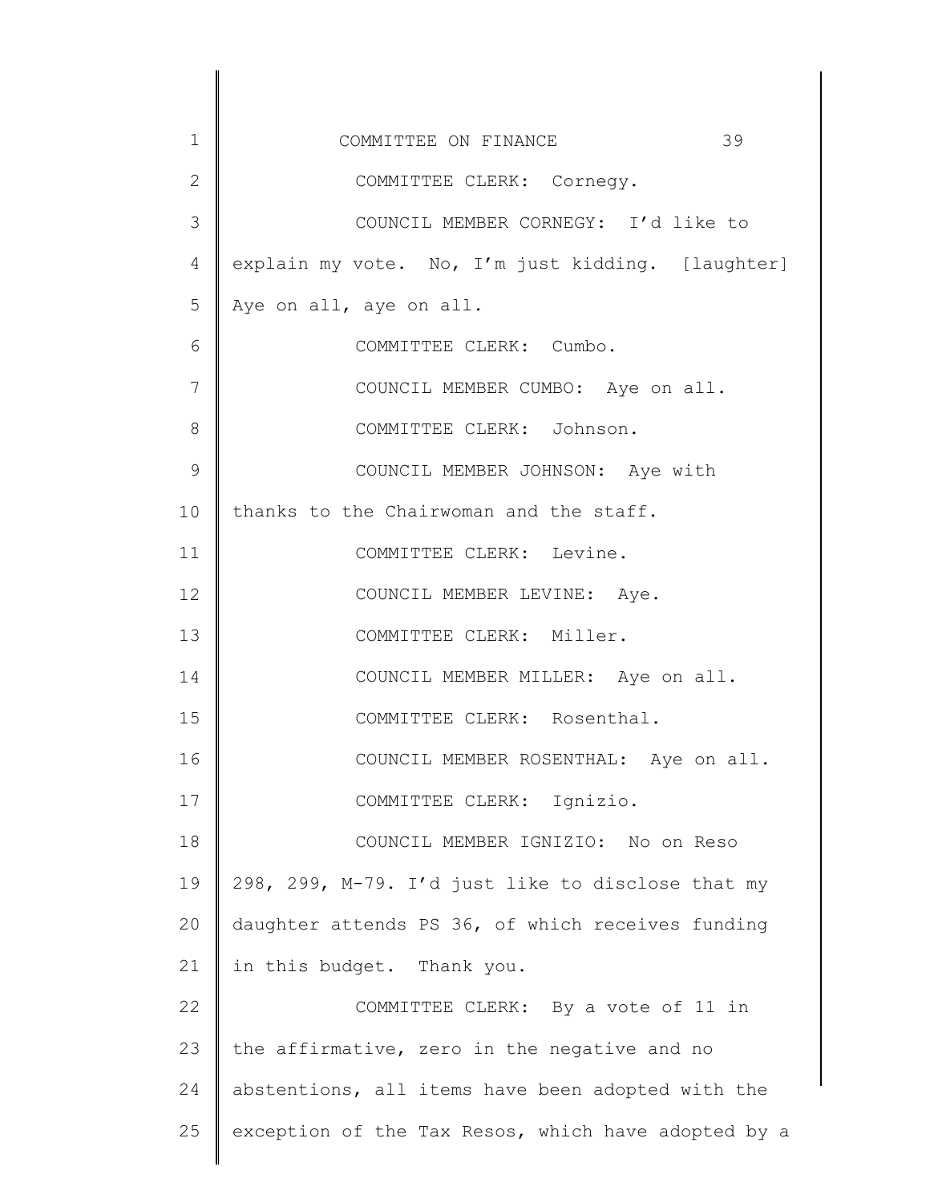COMMITTEE CLERK: Cornegy.

COUNCIL MEMBER CORNEGY: I'd like to explain my vote. No, I'm just kidding. [laughter] Aye on all, aye on all.

COMMITTEE CLERK: Cumbo.

COUNCIL MEMBER CUMBO: Aye on all.

COMMITTEE CLERK: Johnson.

COUNCIL MEMBER JOHNSON: Aye with thanks to the Chairwoman and the staff.

COMMITTEE CLERK: Levine.

COUNCIL MEMBER LEVINE: Aye.

COMMITTEE CLERK: Miller.

COUNCIL MEMBER MILLER: Aye on all.

COMMITTEE CLERK: Rosenthal.

COUNCIL MEMBER ROSENTHAL: Aye on all.

COMMITTEE CLERK: Ignizio.

COUNCIL MEMBER IGNIZIO: No on Reso 298, 299, M-79. I'd just like to disclose that my daughter attends PS 36, of which receives funding in this budget. Thank you.

COMMITTEE CLERK: By a vote of 11 in the affirmative, zero in the negative and no abstentions, all items have been adopted with the exception of the Tax Resos, which have adopted by a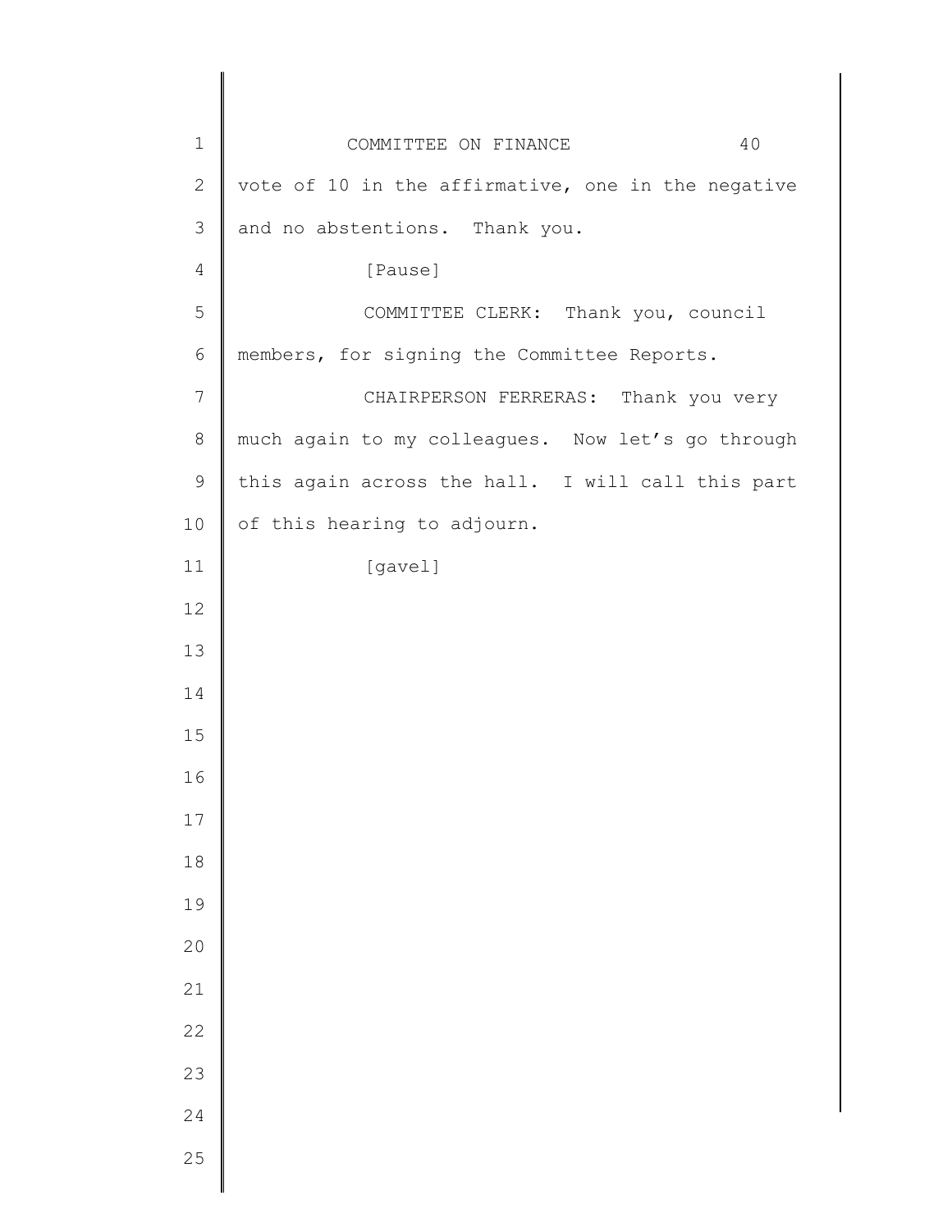vote of 10 in the affirmative, one in the negative and no abstentions. Thank you.

[Pause]

COMMITTEE CLERK: Thank you, council members, for signing the Committee Reports.

CHAIRPERSON FERRERAS: Thank you very much again to my colleagues. Now let's go through this again across the hall. I will call this part of this hearing to adjourn.

[gavel]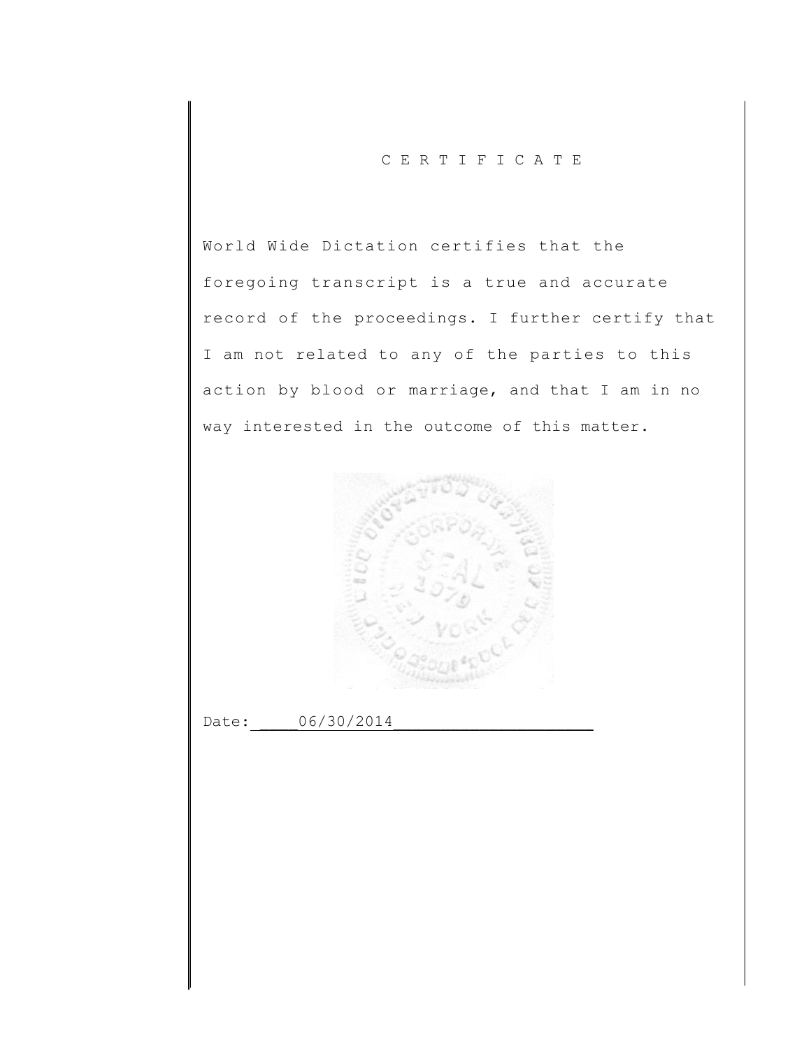C E R T I F I C A T E

World Wide Dictation certifies that the foregoing transcript is a true and accurate record of the proceedings. I further certify that I am not related to any of the parties to this action by blood or marriage, and that I am in no way interested in the outcome of this matter.

Date: 06/30/2014